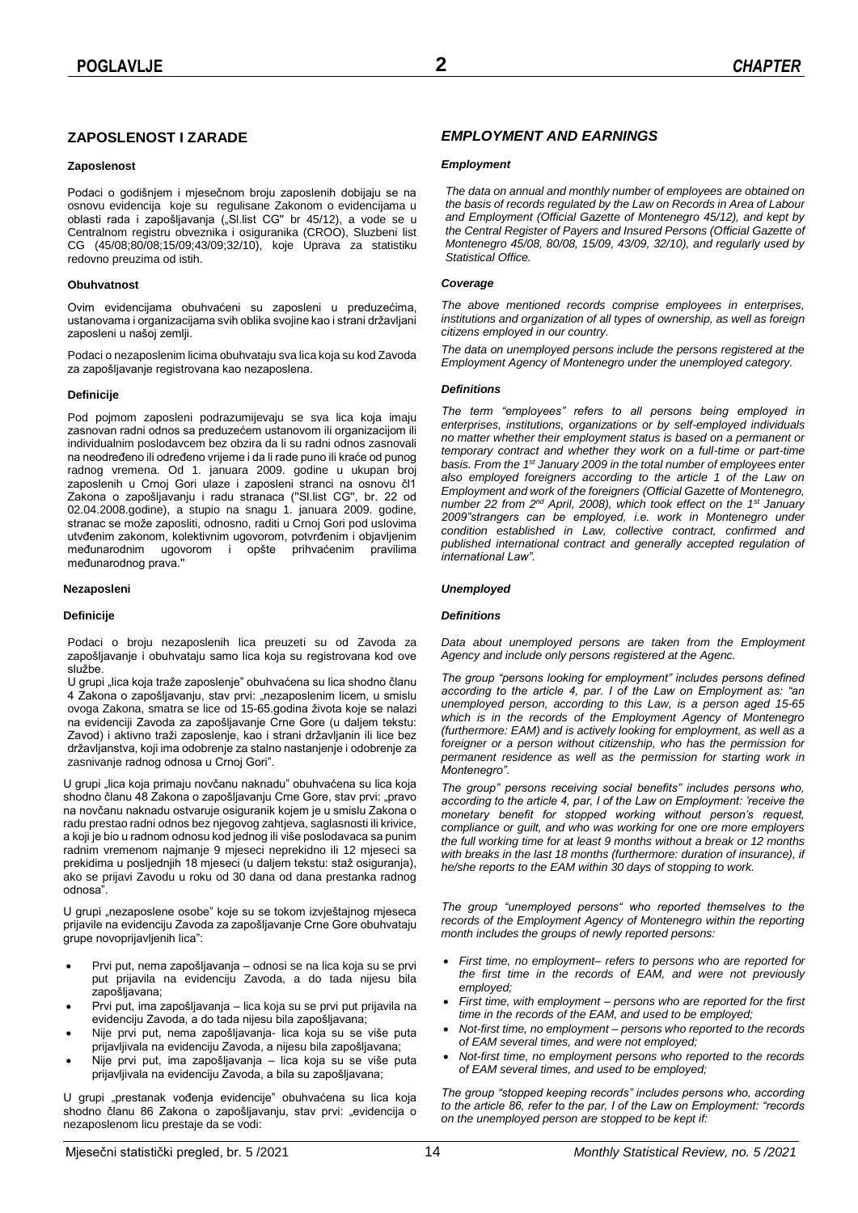# POGLAVLJE 2 *CHAPTER*

## ZAPOSLENOST I ZARADE

### Zaposlenost

Podaci o godišnjem i mjesečnom broju zaposlenih dobijaju se na osnovu evidencija koje su regulisane Zakonom o evidencijama u oblasti rada i zapošljavanja („Sl.list CG" br 45/12), a vode se u Centralnom registru obveznika i osiguranika (CROO), Sluzbeni list CG (45/08;80/08;15/09;43/09;32/10), koje Uprava za statistiku redovno preuzima od istih.

### Obuhvatnost

Ovim evidencijama obuhvaćeni su zaposleni u preduzećima, ustanovama i organizacijama svih oblika svojine kao i strani državljani zaposleni u našoj zemlji.

Podaci o nezaposlenim licima obuhvataju sva lica koja su kod Zavoda za zapošljavanje registrovana kao nezaposlena.

### Definicije

Pod pojmom zaposleni podrazumijevaju se sva lica koja imaju zasnovan radni odnos sa preduzećem ustanovom ili organizacijom ili individualnim poslodavcem bez obzira da li su radni odnos zasnovali na neodređeno ili određeno vrijeme i da li rade puno ili kraće od punog radnog vremena. Od 1. januara 2009. godine u ukupan broj zaposlenih u Crnoj Gori ulaze i zaposleni stranci na osnovu čl1 Zakona o zapošljavanju i radu stranaca ("Sl.list CG", br. 22 od 02.04.2008.godine), a stupio na snagu 1. januara 2009. godine, stranac se može zaposliti, odnosno, raditi u Crnoj Gori pod uslovima utvđenim zakonom, kolektivnim ugovorom, potvrđenim i objavljenim međunarodnim ugovorom i opšte prihvaćenim pravilima međunarodnog prava."

### Nezaposleni

### Definicije

Podaci o broju nezaposlenih lica preuzeti su od Zavoda za zapošljavanje i obuhvataju samo lica koja su registrovana kod ove službe.

U grupi „lica koja traže zaposlenje" obuhvaćena su lica shodno članu 4 Zakona o zapošljavanju, stav prvi: „nezaposlenim licem, u smislu ovoga Zakona, smatra se lice od 15-65.godina života koje se nalazi na evidenciji Zavoda za zapošljavanje Crne Gore (u daljem tekstu: Zavod) i aktivno traži zaposlenje, kao i strani državljanin ili lice bez državljanstva, koji ima odobrenje za stalno nastanjenje i odobrenje za zasnivanje radnog odnosa u Crnoj Gori".

U grupi „lica koja primaju novčanu naknadu" obuhvaćena su lica koja shodno članu 48 Zakona o zapošljavanju Crne Gore, stav prvi: „pravo na novčanu naknadu ostvaruje osiguranik kojem je u smislu Zakona o radu prestao radni odnos bez njegovog zahtjeva, saglasnosti ili krivice, a koji je bio u radnom odnosu kod jednog ili više poslodavaca sa punim radnim vremenom najmanje 9 mjeseci neprekidno ili 12 mjeseci sa prekidima u posljednjih 18 mjeseci (u daljem tekstu: staž osiguranja), ako se prijavi Zavodu u roku od 30 dana od dana prestanka radnog odnosa".

U grupi „nezaposlene osobe" koje su se tokom izvještajnog mjeseca prijavile na evidenciju Zavoda za zapošljavanje Crne Gore obuhvataju grupe novoprijavljenih lica":

- Prvi put, nema zapošljavanja – odnosi se na lica koja su se prvi put prijavila na evidenciju Zavoda, a do tada nijesu bila zapošljavana;
- Prvi put, ima zapošljavanja – lica koja su se prvi put prijavila na evidenciju Zavoda, a do tada nijesu bila zapošljavana;
- Nije prvi put, nema zapošljavanja- lica koja su se više puta prijavljivala na evidenciju Zavoda, a nijesu bila zapošljavana;
- Nije prvi put, ima zapošljavanja – lica koja su se više puta prijavljivala na evidenciju Zavoda, a bila su zapošljavana;

U grupi „prestanak vođenja evidencije" obuhvaćena su lica koja shodno članu 86 Zakona o zapošljavanju, stav prvi: „evidencija o nezaposlenom licu prestaje da se vodi:

## *EMPLOYMENT AND EARNINGS*

### *Employment*

*The data on annual and monthly number of employees are obtained on the basis of records regulated by the Law on Records in Area of Labour and Employment (Official Gazette of Montenegro 45/12), and kept by the Central Register of Payers and Insured Persons (Official Gazette of Montenegro 45/08, 80/08, 15/09, 43/09, 32/10), and regularly used by Statistical Office.*

### *Coverage*

*The above mentioned records comprise employees in enterprises, institutions and organization of all types of ownership, as well as foreign citizens employed in our country.*

*The data on unemployed persons include the persons registered at the Employment Agency of Montenegro under the unemployed category.*

### *Definitions*

*The term "employees" refers to all persons being employed in enterprises, institutions, organizations or by self-employed individuals no matter whether their employment status is based on a permanent or temporary contract and whether they work on a full-time or part-time basis. From the 1st January 2009 in the total number of employees enter also employed foreigners according to the article 1 of the Law on Employment and work of the foreigners (Official Gazette of Montenegro, number 22 from 2nd April, 2008), which took effect on the 1st January 2009"strangers can be employed, i.e. work in Montenegro under condition established in Law, collective contract, confirmed and published international contract and generally accepted regulation of international Law".*

### *Unemployed*

### *Definitions*

*Data about unemployed persons are taken from the Employment Agency and include only persons registered at the Agenc.*

*The group "persons looking for employment" includes persons defined according to the article 4, par. I of the Law on Employment as: "an unemployed person, according to this Law, is a person aged 15-65 which is in the records of the Employment Agency of Montenegro (furthermore: EAM) and is actively looking for employment, as well as a foreigner or a person without citizenship, who has the permission for permanent residence as well as the permission for starting work in Montenegro".*

*The group" persons receiving social benefits" includes persons who, according to the article 4, par, I of the Law on Employment: 'receive the monetary benefit for stopped working without person's request, compliance or guilt, and who was working for one ore more employers the full working time for at least 9 months without a break or 12 months with breaks in the last 18 months (furthermore: duration of insurance), if he/she reports to the EAM within 30 days of stopping to work.*

*The group "unemployed persons" who reported themselves to the records of the Employment Agency of Montenegro within the reporting month includes the groups of newly reported persons:*

- *First time, no employment– refers to persons who are reported for the first time in the records of EAM, and were not previously employed;*
- *First time, with employment – persons who are reported for the first time in the records of the EAM, and used to be employed;*
- *Not-first time, no employment – persons who reported to the records of EAM several times, and were not employed;*
- *Not-first time, no employment persons who reported to the records of EAM several times, and used to be employed;*

*The group "stopped keeping records" includes persons who, according to the article 86, refer to the par, I of the Law on Employment: "records on the unemployed person are stopped to be kept if:*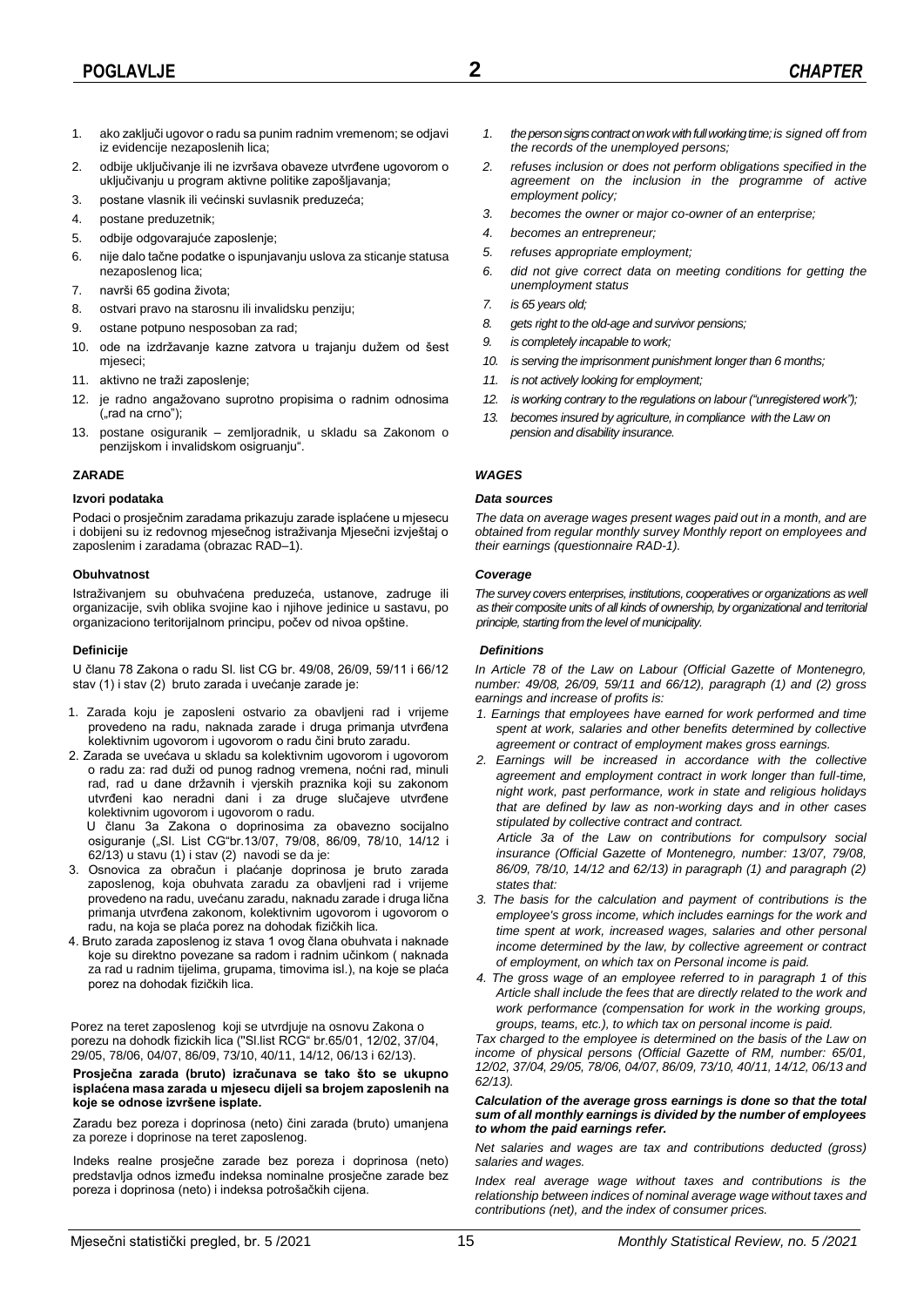1. ako zaključi ugovor o radu sa punim radnim vremenom; se odjavi iz evidencije nezaposlenih lica;
2. odbije uključivanje ili ne izvršava obaveze utvrđene ugovorom o uključivanju u program aktivne politike zapošljavanja;
3. postane vlasnik ili većinski suvlasnik preduzeća;
4. postane preduzetnik;
5. odbije odgovarajuće zaposlenje;
6. nije dalo tačne podatke o ispunjavanju uslova za sticanje statusa nezaposlenog lica;
7. navrši 65 godina života;
8. ostvari pravo na starosnu ili invalidsku penziju;
9. ostane potpuno nesposoban za rad;
10. ode na izdržavanje kazne zatvora u trajanju dužem od šest mjeseci;
11. aktivno ne traži zaposlenje;
12. je radno angažovano suprotno propisima o radnim odnosima („rad na crno");
13. postane osiguranik – zemljoradnik, u skladu sa Zakonom o penzijskom i invalidskom osiguranju".

*1. the person signs contract on work with full working time; is signed off from the records of the unemployed persons;*
*2. refuses inclusion or does not perform obligations specified in the agreement on the inclusion in the programme of active employment policy;*
*3. becomes the owner or major co-owner of an enterprise;*
*4. becomes an entrepreneur;*
*5. refuses appropriate employment;*
*6. did not give correct data on meeting conditions for getting the unemployment status*
*7. is 65 years old;*
*8. gets right to the old-age and survivor pensions;*
*9. is completely incapable to work;*
*10. is serving the imprisonment punishment longer than 6 months;*
*11. is not actively looking for employment;*
*12. is working contrary to the regulations on labour ("unregistered work");*
*13. becomes insured by agriculture, in compliance with the Law on pension and disability insurance.*

## ZARADE

## *WAGES*

### Izvori podataka

Podaci o prosječnim zaradama prikazuju zarade isplaćene u mjesecu i dobijeni su iz redovnog mjesečnog istraživanja Mjesečni izvještaj o zaposlenim i zaradama (obrazac RAD–1).

### *Data sources*

*The data on average wages present wages paid out in a month, and are obtained from regular monthly survey Monthly report on employees and their earnings (questionnaire RAD-1).*

### Obuhvatnost

Istraživanjem su obuhvaćena preduzeća, ustanove, zadruge ili organizacije, svih oblika svojine kao i njihove jedinice u sastavu, po organizaciono teritorijalnom principu, počev od nivoa opštine.

### *Coverage*

*The survey covers enterprises, institutions, cooperatives or organizations as well as their composite units of all kinds of ownership, by organizational and territorial principle, starting from the level of municipality.*

### Definicije

U članu 78 Zakona o radu Sl. list CG br. 49/08, 26/09, 59/11 i 66/12 stav (1) i stav (2) bruto zarada i uvećanje zarade je:

1. Zarada koju je zaposleni ostvario za obavljeni rad i vrijeme provedeno na radu, naknada zarade i druga primanja utvrđena kolektivnim ugovorom i ugovorom o radu čini bruto zaradu.
2. Zarada se uvećava u skladu sa kolektivnim ugovorom i ugovorom o radu za: rad duži od punog radnog vremena, noćni rad, minuli rad, rad u dane državnih i vjerskih praznika koji su zakonom utvrđeni kao neradni dani i za druge slučajeve utvrđene kolektivnim ugovorom i ugovorom o radu.

   U članu 3a Zakona o doprinosima za obavezno socijalno osiguranje („Sl. List CG"br.13/07, 79/08, 86/09, 78/10, 14/12 i 62/13) u stavu (1) i stav (2) navodi se da je:
3. Osnovica za obračun i plaćanje doprinosa je bruto zarada zaposlenog, koja obuhvata zaradu za obavljeni rad i vrijeme provedeno na radu, uvećanu zaradu, naknadu zarade i druga lična primanja utvrđena zakonom, kolektivnim ugovorom i ugovorom o radu, na koja se plaća porez na dohodak fizičkih lica.
4. Bruto zarada zaposlenog iz stava 1 ovog člana obuhvata i naknade koje su direktno povezane sa radom i radnim učinkom ( naknada za rad u radnim tijelima, grupama, timovima isl.), na koje se plaća porez na dohodak fizičkih lica.

Porez na teret zaposlenog koji se utvrdjuje na osnovu Zakona o porezu na dohodk fizickih lica ("Sl.list RCG" br.65/01, 12/02, 37/04, 29/05, 78/06, 04/07, 86/09, 73/10, 40/11, 14/12, 06/13 i 62/13).

**Prosječna zarada (bruto) izračunava se tako što se ukupno isplaćena masa zarada u mjesecu dijeli sa brojem zaposlenih na koje se odnose izvršene isplate.**

Zaradu bez poreza i doprinosa (neto) čini zarada (bruto) umanjena za poreze i doprinose na teret zaposlenog.

Indeks realne prosječne zarade bez poreza i doprinosa (neto) predstavlja odnos između indeksa nominalne prosječne zarade bez poreza i doprinosa (neto) i indeksa potrošačkih cijena.

### *Definitions*

*In Article 78 of the Law on Labour (Official Gazette of Montenegro, number: 49/08, 26/09, 59/11 and 66/12), paragraph (1) and (2) gross earnings and increase of profits is:*

*1. Earnings that employees have earned for work performed and time spent at work, salaries and other benefits determined by collective agreement or contract of employment makes gross earnings.*
*2. Earnings will be increased in accordance with the collective agreement and employment contract in work longer than full-time, night work, past performance, work in state and religious holidays that are defined by law as non-working days and in other cases stipulated by collective contract and contract.*

   *Article 3a of the Law on contributions for compulsory social insurance (Official Gazette of Montenegro, number: 13/07, 79/08, 86/09, 78/10, 14/12 and 62/13) in paragraph (1) and paragraph (2) states that:*
*3. The basis for the calculation and payment of contributions is the employee's gross income, which includes earnings for the work and time spent at work, increased wages, salaries and other personal income determined by the law, by collective agreement or contract of employment, on which tax on Personal income is paid.*
*4. The gross wage of an employee referred to in paragraph 1 of this Article shall include the fees that are directly related to the work and work performance (compensation for work in the working groups, groups, teams, etc.), to which tax on personal income is paid.*

*Tax charged to the employee is determined on the basis of the Law on income of physical persons (Official Gazette of RM, number: 65/01, 12/02, 37/04, 29/05, 78/06, 04/07, 86/09, 73/10, 40/11, 14/12, 06/13 and 62/13).*

***Calculation of the average gross earnings is done so that the total sum of all monthly earnings is divided by the number of employees to whom the paid earnings refer.***

*Net salaries and wages are tax and contributions deducted (gross) salaries and wages.*

*Index real average wage without taxes and contributions is the relationship between indices of nominal average wage without taxes and contributions (net), and the index of consumer prices.*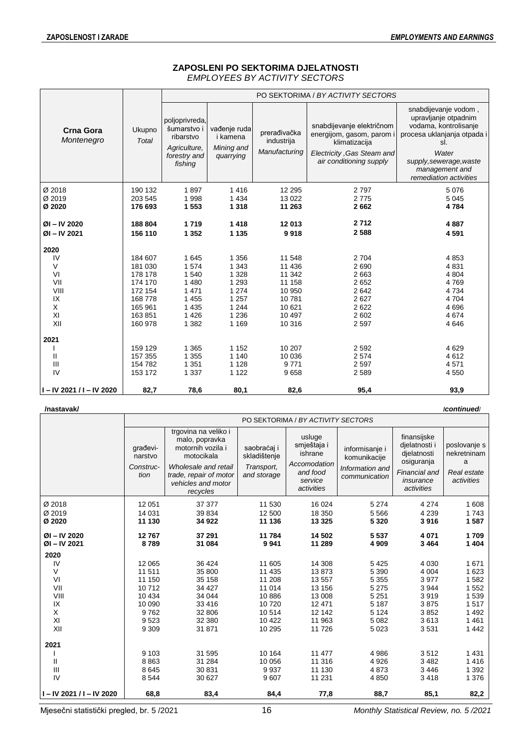## ZAPOSLENI PO SEKTORIMA DJELATNOSTI
*EMPLOYEES BY ACTIVITY SECTORS*

| Crna Gora *Montenegro* | Ukupno *Total* | PO SEKTORIMA / *BY ACTIVITY SECTORS* | | | | |
|---|---|---|---|---|---|---|
| | | poljoprivreda, šumarstvo i ribarstvo *Agriculture, forestry and fishing* | vađenje ruda i kamena *Mining and quarrying* | prerađivačka industrija *Manufacturing* | snabdijevanje električnom energijom, gasom, parom i klimatizacija *Electricity ,Gas Steam and air conditioning supply* | snabdijevanje vodom , upravljanje otpadnim vodama, kontrolisanje procesa uklanjanja otpada i sl. *Water supply,sewerage,waste management and remediation activities* |
| Ø 2018 | 190 132 | 1 897 | 1 416 | 12 295 | 2 797 | 5 076 |
| Ø 2019 | 203 545 | 1 998 | 1 434 | 13 022 | 2 775 | 5 045 |
| **Ø 2020** | **176 693** | **1 553** | **1 318** | **11 263** | **2 662** | **4 784** |
| **ØI – IV 2020** | **188 804** | **1 719** | **1 418** | **12 013** | **2 712** | **4 887** |
| **ØI – IV 2021** | **156 110** | **1 352** | **1 135** | **9 918** | **2 588** | **4 591** |
| **2020** | | | | | | |
| IV | 184 607 | 1 645 | 1 356 | 11 548 | 2 704 | 4 853 |
| V | 181 030 | 1 574 | 1 343 | 11 436 | 2 690 | 4 831 |
| VI | 178 178 | 1 540 | 1 328 | 11 342 | 2 663 | 4 804 |
| VII | 174 170 | 1 480 | 1 293 | 11 158 | 2 652 | 4 769 |
| VIII | 172 154 | 1 471 | 1 274 | 10 950 | 2 642 | 4 734 |
| IX | 168 778 | 1 455 | 1 257 | 10 781 | 2 627 | 4 704 |
| X | 165 961 | 1 435 | 1 244 | 10 621 | 2 622 | 4 696 |
| XI | 163 851 | 1 426 | 1 236 | 10 497 | 2 602 | 4 674 |
| XII | 160 978 | 1 382 | 1 169 | 10 316 | 2 597 | 4 646 |
| **2021** | | | | | | |
| I | 159 129 | 1 365 | 1 152 | 10 207 | 2 592 | 4 629 |
| II | 157 355 | 1 355 | 1 140 | 10 036 | 2 574 | 4 612 |
| III | 154 782 | 1 351 | 1 128 | 9 771 | 2 597 | 4 571 |
| IV | 153 172 | 1 337 | 1 122 | 9 658 | 2 589 | 4 550 |
| **I – IV 2021 / I – IV 2020** | **82,7** | **78,6** | **80,1** | **82,6** | **95,4** | **93,9** |

**/nastavak/** ***/continued/***

| | PO SEKTORIMA / *BY ACTIVITY SECTORS* | | | | | | |
|---|---|---|---|---|---|---|---|
| | građevinarstvo *Construction* | trgovina na veliko i malo, popravka motornih vozila i motocikala *Wholesale and retail trade, repair of motor vehicles and motor recycles* | saobraćaj i skladištenje *Transport, and storage* | usluge smještaja i ishrane *Accomodation and food service activities* | informisanje i komunikacije *Information and communication* | finansijske djelatnosti i djelatnosti osiguranja *Financial and insurance activities* | poslovanje s nekretninama *Real estate activities* |
| Ø 2018 | 12 051 | 37 377 | 11 530 | 16 024 | 5 274 | 4 274 | 1 608 |
| Ø 2019 | 14 031 | 39 834 | 12 500 | 18 350 | 5 566 | 4 239 | 1 743 |
| **Ø 2020** | **11 130** | **34 922** | **11 136** | **13 325** | **5 320** | **3 916** | **1 587** |
| **ØI – IV 2020** | **12 767** | **37 291** | **11 784** | **14 502** | **5 537** | **4 071** | **1 709** |
| **ØI – IV 2021** | **8 789** | **31 084** | **9 941** | **11 289** | **4 909** | **3 464** | **1 404** |
| **2020** | | | | | | | |
| IV | 12 065 | 36 424 | 11 605 | 14 308 | 5 425 | 4 030 | 1 671 |
| V | 11 511 | 35 800 | 11 435 | 13 873 | 5 390 | 4 004 | 1 623 |
| VI | 11 150 | 35 158 | 11 208 | 13 557 | 5 355 | 3 977 | 1 582 |
| VII | 10 712 | 34 427 | 11 014 | 13 156 | 5 275 | 3 944 | 1 552 |
| VIII | 10 434 | 34 044 | 10 886 | 13 008 | 5 251 | 3 919 | 1 539 |
| IX | 10 090 | 33 416 | 10 720 | 12 471 | 5 187 | 3 875 | 1 517 |
| X | 9 762 | 32 806 | 10 514 | 12 142 | 5 124 | 3 852 | 1 492 |
| XI | 9 523 | 32 380 | 10 422 | 11 963 | 5 082 | 3 613 | 1 461 |
| XII | 9 309 | 31 871 | 10 295 | 11 726 | 5 023 | 3 531 | 1 442 |
| **2021** | | | | | | | |
| I | 9 103 | 31 595 | 10 164 | 11 477 | 4 986 | 3 512 | 1 431 |
| II | 8 863 | 31 284 | 10 056 | 11 316 | 4 926 | 3 482 | 1 416 |
| III | 8 645 | 30 831 | 9 937 | 11 130 | 4 873 | 3 446 | 1 392 |
| IV | 8 544 | 30 627 | 9 607 | 11 231 | 4 850 | 3 418 | 1 376 |
| **I – IV 2021 / I – IV 2020** | **68,8** | **83,4** | **84,4** | **77,8** | **88,7** | **85,1** | **82,2** |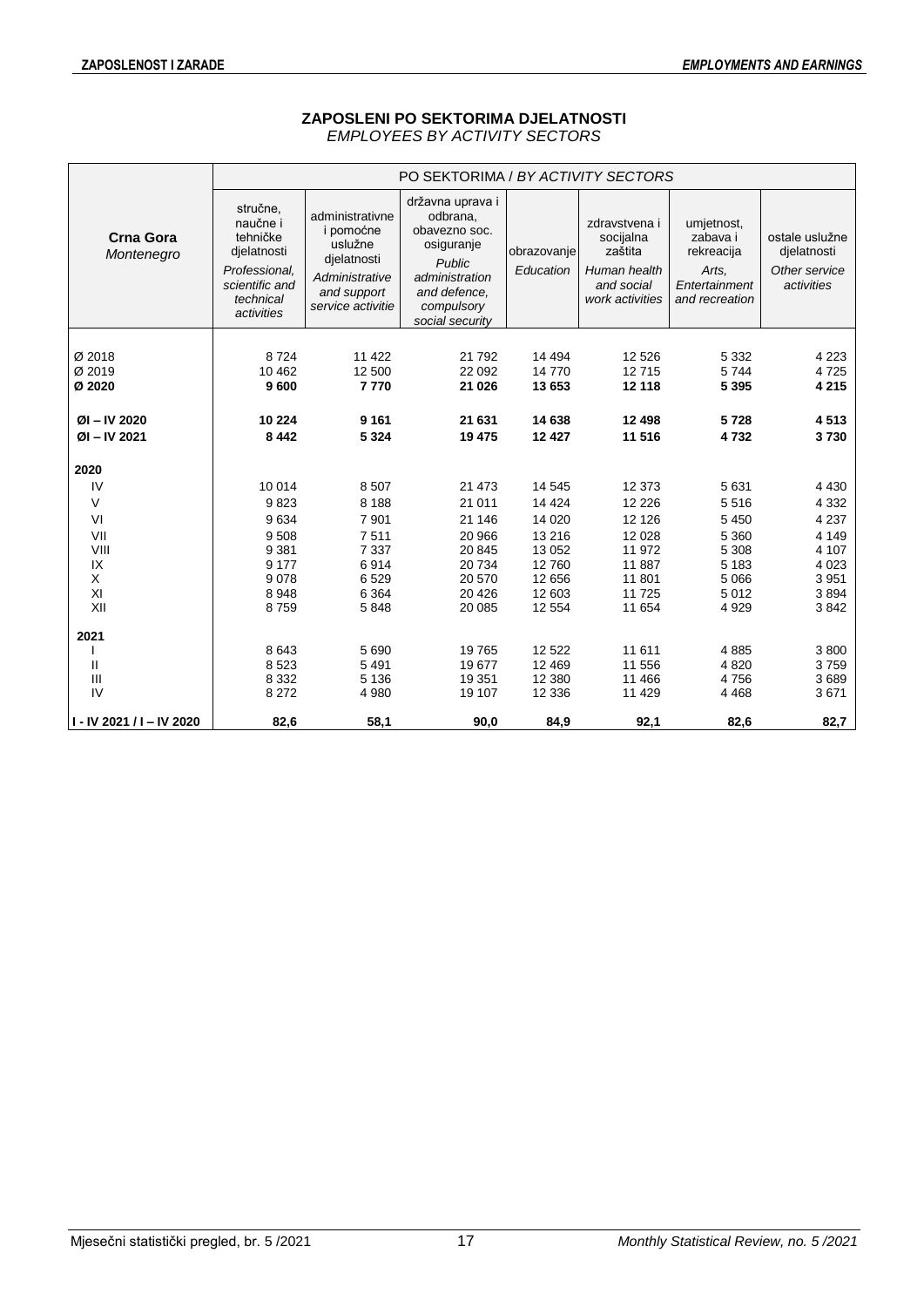## ZAPOSLENI PO SEKTORIMA DJELATNOSTI

*EMPLOYEES BY ACTIVITY SECTORS*

| Crna Gora *Montenegro* | PO SEKTORIMA / *BY ACTIVITY SECTORS* | | | | | | |
|---|---|---|---|---|---|---|---|
| | stručne, naučne i tehničke djelatnosti *Professional, scientific and technical activities* | administrativne i pomoćne uslužne djelatnosti *Administrative and support service activitie* | državna uprava i odbrana, obavezno soc. osiguranje *Public administration and defence, compulsory social security* | obrazovanje *Education* | zdravstvena i socijalna zaštita *Human health and social work activities* | umjetnost, zabava i rekreacija *Arts, Entertainment and recreation* | ostale uslužne djelatnosti *Other service activities* |
| Ø 2018 | 8 724 | 11 422 | 21 792 | 14 494 | 12 526 | 5 332 | 4 223 |
| Ø 2019 | 10 462 | 12 500 | 22 092 | 14 770 | 12 715 | 5 744 | 4 725 |
| **Ø 2020** | **9 600** | **7 770** | **21 026** | **13 653** | **12 118** | **5 395** | **4 215** |
| **ØI – IV 2020** | **10 224** | **9 161** | **21 631** | **14 638** | **12 498** | **5 728** | **4 513** |
| **ØI – IV 2021** | **8 442** | **5 324** | **19 475** | **12 427** | **11 516** | **4 732** | **3 730** |
| **2020** | | | | | | | |
| IV | 10 014 | 8 507 | 21 473 | 14 545 | 12 373 | 5 631 | 4 430 |
| V | 9 823 | 8 188 | 21 011 | 14 424 | 12 226 | 5 516 | 4 332 |
| VI | 9 634 | 7 901 | 21 146 | 14 020 | 12 126 | 5 450 | 4 237 |
| VII | 9 508 | 7 511 | 20 966 | 13 216 | 12 028 | 5 360 | 4 149 |
| VIII | 9 381 | 7 337 | 20 845 | 13 052 | 11 972 | 5 308 | 4 107 |
| IX | 9 177 | 6 914 | 20 734 | 12 760 | 11 887 | 5 183 | 4 023 |
| X | 9 078 | 6 529 | 20 570 | 12 656 | 11 801 | 5 066 | 3 951 |
| XI | 8 948 | 6 364 | 20 426 | 12 603 | 11 725 | 5 012 | 3 894 |
| XII | 8 759 | 5 848 | 20 085 | 12 554 | 11 654 | 4 929 | 3 842 |
| **2021** | | | | | | | |
| I | 8 643 | 5 690 | 19 765 | 12 522 | 11 611 | 4 885 | 3 800 |
| II | 8 523 | 5 491 | 19 677 | 12 469 | 11 556 | 4 820 | 3 759 |
| III | 8 332 | 5 136 | 19 351 | 12 380 | 11 466 | 4 756 | 3 689 |
| IV | 8 272 | 4 980 | 19 107 | 12 336 | 11 429 | 4 468 | 3 671 |
| **I - IV 2021 / I – IV 2020** | **82,6** | **58,1** | **90,0** | **84,9** | **92,1** | **82,6** | **82,7** |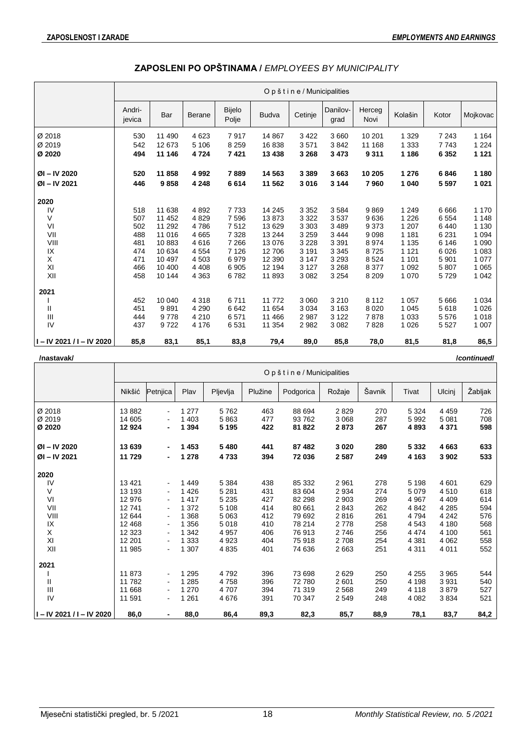## ZAPOSLENI PO OPŠTINAMA / *EMPLOYEES BY MUNICIPALITY*

| | Opštine / Municipalities | | | | | | | | | | |
|---|---|---|---|---|---|---|---|---|---|---|---|
| | Andrijevica | Bar | Berane | Bijelo Polje | Budva | Cetinje | Danilovgrad | Herceg Novi | Kolašin | Kotor | Mojkovac |
| Ø 2018 | 530 | 11 490 | 4 623 | 7 917 | 14 867 | 3 422 | 3 660 | 10 201 | 1 329 | 7 243 | 1 164 |
| Ø 2019 | 542 | 12 673 | 5 106 | 8 259 | 16 838 | 3 571 | 3 842 | 11 168 | 1 333 | 7 743 | 1 224 |
| **Ø 2020** | **494** | **11 146** | **4 724** | **7 421** | **13 438** | **3 268** | **3 473** | **9 311** | **1 186** | **6 352** | **1 121** |
| **ØI – IV 2020** | **520** | **11 858** | **4 992** | **7 889** | **14 563** | **3 389** | **3 663** | **10 205** | **1 276** | **6 846** | **1 180** |
| **ØI – IV 2021** | **446** | **9 858** | **4 248** | **6 614** | **11 562** | **3 016** | **3 144** | **7 960** | **1 040** | **5 597** | **1 021** |
| **2020** | | | | | | | | | | | |
| IV | 518 | 11 638 | 4 892 | 7 733 | 14 245 | 3 352 | 3 584 | 9 869 | 1 249 | 6 666 | 1 170 |
| V | 507 | 11 452 | 4 829 | 7 596 | 13 873 | 3 322 | 3 537 | 9 636 | 1 226 | 6 554 | 1 148 |
| VI | 502 | 11 292 | 4 786 | 7 512 | 13 629 | 3 303 | 3 489 | 9 373 | 1 207 | 6 440 | 1 130 |
| VII | 488 | 11 016 | 4 665 | 7 328 | 13 244 | 3 259 | 3 444 | 9 098 | 1 181 | 6 231 | 1 094 |
| VIII | 481 | 10 883 | 4 616 | 7 266 | 13 076 | 3 228 | 3 391 | 8 974 | 1 135 | 6 146 | 1 090 |
| IX | 474 | 10 634 | 4 554 | 7 126 | 12 706 | 3 191 | 3 345 | 8 725 | 1 121 | 6 026 | 1 083 |
| X | 471 | 10 497 | 4 503 | 6 979 | 12 390 | 3 147 | 3 293 | 8 524 | 1 101 | 5 901 | 1 077 |
| XI | 466 | 10 400 | 4 408 | 6 905 | 12 194 | 3 127 | 3 268 | 8 377 | 1 092 | 5 807 | 1 065 |
| XII | 458 | 10 144 | 4 363 | 6 782 | 11 893 | 3 082 | 3 254 | 8 209 | 1 070 | 5 729 | 1 042 |
| **2021** | | | | | | | | | | | |
| I | 452 | 10 040 | 4 318 | 6 711 | 11 772 | 3 060 | 3 210 | 8 112 | 1 057 | 5 666 | 1 034 |
| II | 451 | 9 891 | 4 290 | 6 642 | 11 654 | 3 034 | 3 163 | 8 020 | 1 045 | 5 618 | 1 026 |
| III | 444 | 9 778 | 4 210 | 6 571 | 11 466 | 2 987 | 3 122 | 7 878 | 1 033 | 5 576 | 1 018 |
| IV | 437 | 9 722 | 4 176 | 6 531 | 11 354 | 2 982 | 3 082 | 7 828 | 1 026 | 5 527 | 1 007 |
| **I – IV 2021 / I – IV 2020** | **85,8** | **83,1** | **85,1** | **83,8** | **79,4** | **89,0** | **85,8** | **78,0** | **81,5** | **81,8** | **86,5** |

**/nastavak/** ***/continued/***

| | Opštine / Municipalities | | | | | | | | | | |
|---|---|---|---|---|---|---|---|---|---|---|---|
| | Nikšić | Petnjica | Plav | Pljevlja | Plužine | Podgorica | Rožaje | Šavnik | Tivat | Ulcinj | Žabljak |
| Ø 2018 | 13 882 | - | 1 277 | 5 762 | 463 | 88 694 | 2 829 | 270 | 5 324 | 4 459 | 726 |
| Ø 2019 | 14 605 | - | 1 403 | 5 863 | 477 | 93 762 | 3 068 | 287 | 5 992 | 5 081 | 708 |
| **Ø 2020** | **12 924** | **-** | **1 394** | **5 195** | **422** | **81 822** | **2 873** | **267** | **4 893** | **4 371** | **598** |
| **ØI – IV 2020** | **13 639** | **-** | **1 453** | **5 480** | **441** | **87 482** | **3 020** | **280** | **5 332** | **4 663** | **633** |
| **ØI – IV 2021** | **11 729** | **-** | **1 278** | **4 733** | **394** | **72 036** | **2 587** | **249** | **4 163** | **3 902** | **533** |
| **2020** | | | | | | | | | | | |
| IV | 13 421 | - | 1 449 | 5 384 | 438 | 85 332 | 2 961 | 278 | 5 198 | 4 601 | 629 |
| V | 13 193 | - | 1 426 | 5 281 | 431 | 83 604 | 2 934 | 274 | 5 079 | 4 510 | 618 |
| VI | 12 976 | - | 1 417 | 5 235 | 427 | 82 298 | 2 903 | 269 | 4 967 | 4 409 | 614 |
| VII | 12 741 | - | 1 372 | 5 108 | 414 | 80 661 | 2 843 | 262 | 4 842 | 4 285 | 594 |
| VIII | 12 644 | - | 1 368 | 5 063 | 412 | 79 692 | 2 816 | 261 | 4 794 | 4 242 | 576 |
| IX | 12 468 | - | 1 356 | 5 018 | 410 | 78 214 | 2 778 | 258 | 4 543 | 4 180 | 568 |
| X | 12 323 | - | 1 342 | 4 957 | 406 | 76 913 | 2 746 | 256 | 4 474 | 4 100 | 561 |
| XI | 12 201 | - | 1 333 | 4 923 | 404 | 75 918 | 2 708 | 254 | 4 381 | 4 062 | 558 |
| XII | 11 985 | - | 1 307 | 4 835 | 401 | 74 636 | 2 663 | 251 | 4 311 | 4 011 | 552 |
| **2021** | | | | | | | | | | | |
| I | 11 873 | - | 1 295 | 4 792 | 396 | 73 698 | 2 629 | 250 | 4 255 | 3 965 | 544 |
| II | 11 782 | - | 1 285 | 4 758 | 396 | 72 780 | 2 601 | 250 | 4 198 | 3 931 | 540 |
| III | 11 668 | - | 1 270 | 4 707 | 394 | 71 319 | 2 568 | 249 | 4 118 | 3 879 | 527 |
| IV | 11 591 | - | 1 261 | 4 676 | 391 | 70 347 | 2 549 | 248 | 4 082 | 3 834 | 521 |
| **I – IV 2021 / I – IV 2020** | **86,0** | **-** | **88,0** | **86,4** | **89,3** | **82,3** | **85,7** | **88,9** | **78,1** | **83,7** | **84,2** |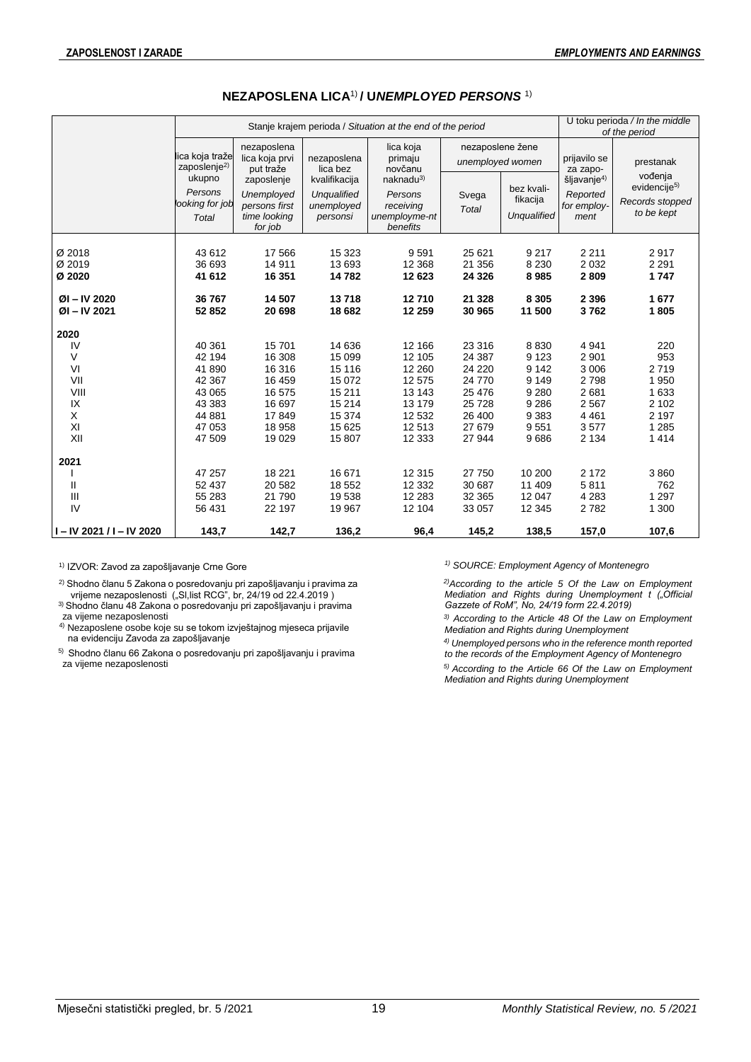## NEZAPOSLENA LICA[1] / *UNEMPLOYED PERSONS* [1]

| | Stanje krajem perioda / *Situation at the end of the period* | | | | | | U toku perioda / *In the middle of the period* | |
|---|---|---|---|---|---|---|---|---|
| | lica koja traže zaposlenje[2] ukupno *Persons looking for job Total* | nezaposlena lica koja prvi put traže zaposlenje *Unemployed persons first time looking for job* | nezaposlena lica bez kvalifikacija *Unqualified unemployed personsi* | lica koja primaju novčanu naknadu[3] *Persons receiving unemployme-nt benefits* | nezaposlene žene *unemployed women* | | prijavilo se za zapo-šljavanje[4] *Reported for employ-ment* | prestanak vođenja evidencije[5] *Records stopped to be kept* |
| | | | | | Svega *Total* | bez kvali-fikacija *Unqualified* | | |
| Ø 2018 | 43 612 | 17 566 | 15 323 | 9 591 | 25 621 | 9 217 | 2 211 | 2 917 |
| Ø 2019 | 36 693 | 14 911 | 13 693 | 12 368 | 21 356 | 8 230 | 2 032 | 2 291 |
| **Ø 2020** | **41 612** | **16 351** | **14 782** | **12 623** | **24 326** | **8 985** | **2 809** | **1 747** |
| **ØI – IV 2020** | **36 767** | **14 507** | **13 718** | **12 710** | **21 328** | **8 305** | **2 396** | **1 677** |
| **ØI – IV 2021** | **52 852** | **20 698** | **18 682** | **12 259** | **30 965** | **11 500** | **3 762** | **1 805** |
| **2020** | | | | | | | | |
| IV | 40 361 | 15 701 | 14 636 | 12 166 | 23 316 | 8 830 | 4 941 | 220 |
| V | 42 194 | 16 308 | 15 099 | 12 105 | 24 387 | 9 123 | 2 901 | 953 |
| VI | 41 890 | 16 316 | 15 116 | 12 260 | 24 220 | 9 142 | 3 006 | 2 719 |
| VII | 42 367 | 16 459 | 15 072 | 12 575 | 24 770 | 9 149 | 2 798 | 1 950 |
| VIII | 43 065 | 16 575 | 15 211 | 13 143 | 25 476 | 9 280 | 2 681 | 1 633 |
| IX | 43 383 | 16 697 | 15 214 | 13 179 | 25 728 | 9 286 | 2 567 | 2 102 |
| X | 44 881 | 17 849 | 15 374 | 12 532 | 26 400 | 9 383 | 4 461 | 2 197 |
| XI | 47 053 | 18 958 | 15 625 | 12 513 | 27 679 | 9 551 | 3 577 | 1 285 |
| XII | 47 509 | 19 029 | 15 807 | 12 333 | 27 944 | 9 686 | 2 134 | 1 414 |
| **2021** | | | | | | | | |
| I | 47 257 | 18 221 | 16 671 | 12 315 | 27 750 | 10 200 | 2 172 | 3 860 |
| II | 52 437 | 20 582 | 18 552 | 12 332 | 30 687 | 11 409 | 5 811 | 762 |
| III | 55 283 | 21 790 | 19 538 | 12 283 | 32 365 | 12 047 | 4 283 | 1 297 |
| IV | 56 431 | 22 197 | 19 967 | 12 104 | 33 057 | 12 345 | 2 782 | 1 300 |
| **I – IV 2021 / I – IV 2020** | **143,7** | **142,7** | **136,2** | **96,4** | **145,2** | **138,5** | **157,0** | **107,6** |

[1] IZVOR: Zavod za zapošljavanje Crne Gore

[2] Shodno članu 5 Zakona o posredovanju pri zapošljavanju i pravima za vrijeme nezaposlenosti („Sl,list RCG", br, 24/19 od 22.4.2019 )

[3] Shodno članu 48 Zakona o posredovanju pri zapošljavanju i pravima za vijeme nezaposlenosti

[4] Nezaposlene osobe koje su se tokom izvještajnog mjeseca prijavile na evidenciju Zavoda za zapošljavanje

[5] Shodno članu 66 Zakona o posredovanju pri zapošljavanju i pravima za vijeme nezaposlenosti

*[1] SOURCE: Employment Agency of Montenegro*

*[2] According to the article 5 Of the Law on Employment Mediation and Rights during Unemployment t („Official Gazzete of RoM", No, 24/19 form 22.4.2019)*

*[3] According to the Article 48 Of the Law on Employment Mediation and Rights during Unemployment*

*[4] Unemployed persons who in the reference month reported to the records of the Employment Agency of Montenegro*

*[5] According to the Article 66 Of the Law on Employment Mediation and Rights during Unemployment*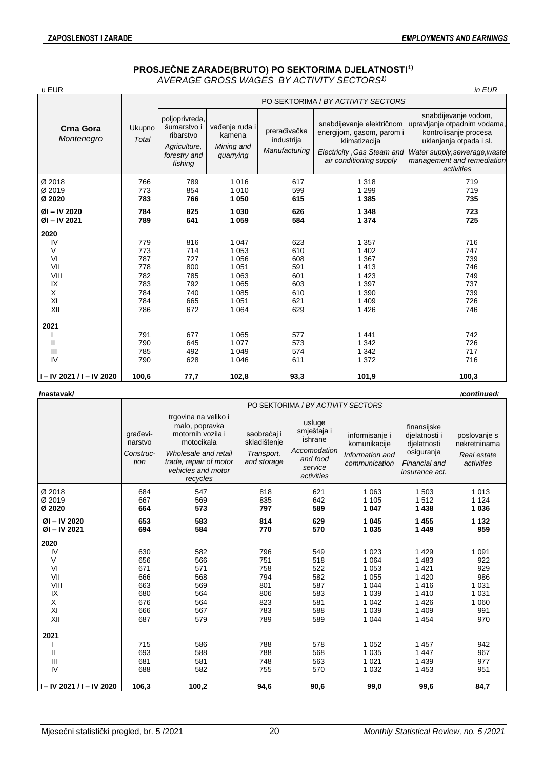# PROSJEČNE ZARADE(BRUTO) PO SEKTORIMA DJELATNOSTI[1)]

*AVERAGE GROSS WAGES BY ACTIVITY SECTORS[1)]*

u EUR *in EUR*

| Crna Gora *Montenegro* | Ukupno *Total* | PO SEKTORIMA / *BY ACTIVITY SECTORS* | | | | |
|---|---|---|---|---|---|---|
| | | poljoprivreda, šumarstvo i ribarstvo *Agriculture, forestry and fishing* | vađenje ruda i kamena *Mining and quarrying* | prerađivačka industrija *Manufacturing* | snabdijevanje električnom energijom, gasom, parom i klimatizacija *Electricity ,Gas Steam and air conditioning supply* | snabdijevanje vodom, upravljanje otpadnim vodama, kontrolisanje procesa uklanjanja otpada i sl. *Water supply,sewerage,waste management and remediation activities* |
| Ø 2018 | 766 | 789 | 1 016 | 617 | 1 318 | 719 |
| Ø 2019 | 773 | 854 | 1 010 | 599 | 1 299 | 719 |
| **Ø 2020** | **783** | **766** | **1 050** | **615** | **1 385** | **735** |
| **ØI – IV 2020** | **784** | **825** | **1 030** | **626** | **1 348** | **723** |
| **ØI – IV 2021** | **789** | **641** | **1 059** | **584** | **1 374** | **725** |
| **2020** | | | | | | |
| IV | 779 | 816 | 1 047 | 623 | 1 357 | 716 |
| V | 773 | 714 | 1 053 | 610 | 1 402 | 747 |
| VI | 787 | 727 | 1 056 | 608 | 1 367 | 739 |
| VII | 778 | 800 | 1 051 | 591 | 1 413 | 746 |
| VIII | 782 | 785 | 1 063 | 601 | 1 423 | 749 |
| IX | 783 | 792 | 1 065 | 603 | 1 397 | 737 |
| X | 784 | 740 | 1 085 | 610 | 1 390 | 739 |
| XI | 784 | 665 | 1 051 | 621 | 1 409 | 726 |
| XII | 786 | 672 | 1 064 | 629 | 1 426 | 746 |
| **2021** | | | | | | |
| I | 791 | 677 | 1 065 | 577 | 1 441 | 742 |
| II | 790 | 645 | 1 077 | 573 | 1 342 | 726 |
| III | 785 | 492 | 1 049 | 574 | 1 342 | 717 |
| IV | 790 | 628 | 1 046 | 611 | 1 372 | 716 |
| **I – IV 2021 / I – IV 2020** | **100,6** | **77,7** | **102,8** | **93,3** | **101,9** | **100,3** |

**/nastavak/** ***/continued/***

| | PO SEKTORIMA / *BY ACTIVITY SECTORS* | | | | | | |
|---|---|---|---|---|---|---|---|
| | građevi-narstvo *Construc-tion* | trgovina na veliko i malo, popravka motornih vozila i motocikala *Wholesale and retail trade, repair of motor vehicles and motor recycles* | saobraćaj i skladištenje *Transport, and storage* | usluge smještaja i ishrane *Accomodation and food service activities* | informisanje i komunikacije *Information and communication* | finansijske djelatnosti i djelatnosti osiguranja *Financial and insurance act.* | poslovanje s nekretninama *Real estate activities* |
| Ø 2018 | 684 | 547 | 818 | 621 | 1 063 | 1 503 | 1 013 |
| Ø 2019 | 667 | 569 | 835 | 642 | 1 105 | 1 512 | 1 124 |
| **Ø 2020** | **664** | **573** | **797** | **589** | **1 047** | **1 438** | **1 036** |
| **ØI – IV 2020** | **653** | **583** | **814** | **629** | **1 045** | **1 455** | **1 132** |
| **ØI – IV 2021** | **694** | **584** | **770** | **570** | **1 035** | **1 449** | **959** |
| **2020** | | | | | | | |
| IV | 630 | 582 | 796 | 549 | 1 023 | 1 429 | 1 091 |
| V | 656 | 566 | 751 | 518 | 1 064 | 1 483 | 922 |
| VI | 671 | 571 | 758 | 522 | 1 053 | 1 421 | 929 |
| VII | 666 | 568 | 794 | 582 | 1 055 | 1 420 | 986 |
| VIII | 663 | 569 | 801 | 587 | 1 044 | 1 416 | 1 031 |
| IX | 680 | 564 | 806 | 583 | 1 039 | 1 410 | 1 031 |
| X | 676 | 564 | 823 | 581 | 1 042 | 1 426 | 1 060 |
| XI | 666 | 567 | 783 | 588 | 1 039 | 1 409 | 991 |
| XII | 687 | 579 | 789 | 589 | 1 044 | 1 454 | 970 |
| **2021** | | | | | | | |
| I | 715 | 586 | 788 | 578 | 1 052 | 1 457 | 942 |
| II | 693 | 588 | 788 | 568 | 1 035 | 1 447 | 967 |
| III | 681 | 581 | 748 | 563 | 1 021 | 1 439 | 977 |
| IV | 688 | 582 | 755 | 570 | 1 032 | 1 453 | 951 |
| **I – IV 2021 / I – IV 2020** | **106,3** | **100,2** | **94,6** | **90,6** | **99,0** | **99,6** | **84,7** |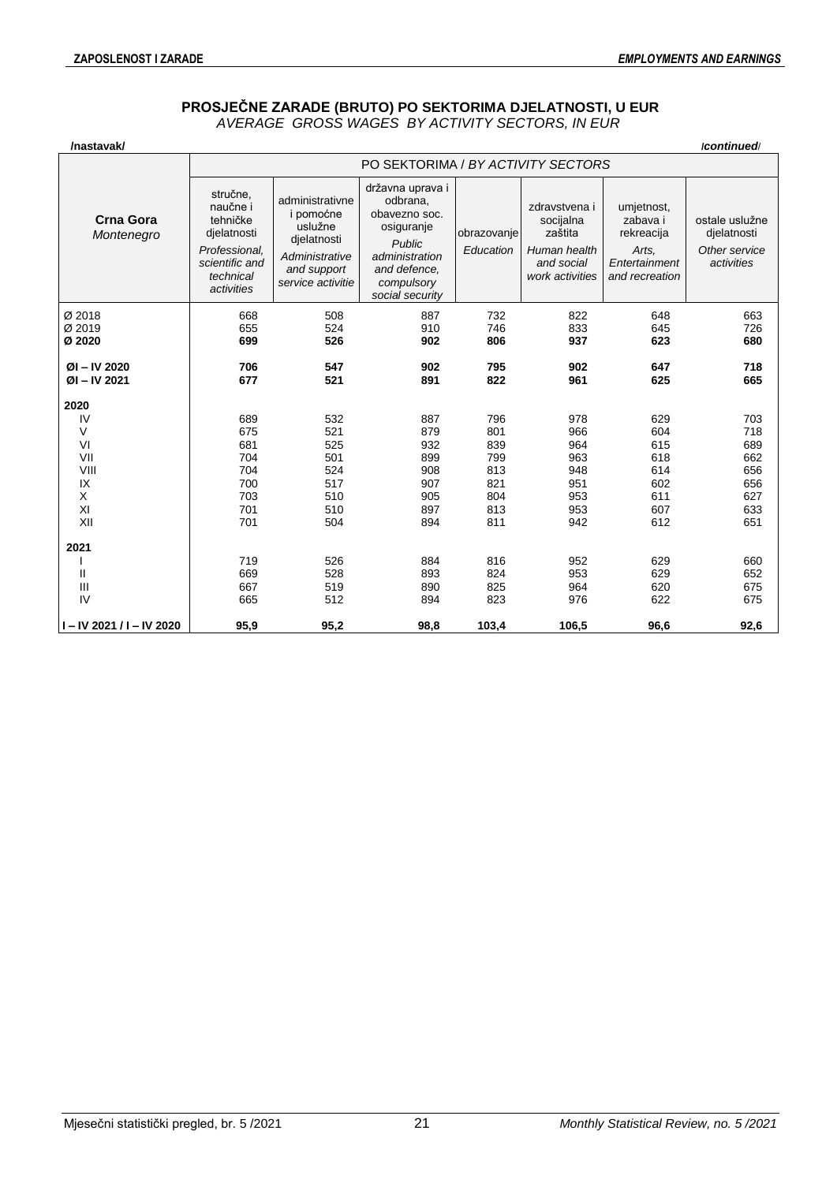## PROSJEČNE ZARADE (BRUTO) PO SEKTORIMA DJELATNOSTI, U EUR
*AVERAGE GROSS WAGES BY ACTIVITY SECTORS, IN EUR*

**/nastavak/** *continued*

| **Crna Gora** *Montenegro* | PO SEKTORIMA / *BY ACTIVITY SECTORS* | | | | | | |
|---|---|---|---|---|---|---|---|
| | stručne, naučne i tehničke djelatnosti *Professional, scientific and technical activities* | administrativne i pomoćne uslužne djelatnosti *Administrative and support service activitie* | državna uprava i odbrana, obavezno soc. osiguranje *Public administration and defence, compulsory social security* | obrazovanje *Education* | zdravstvena i socijalna zaštita *Human health and social work activities* | umjetnost, zabava i rekreacija *Arts, Entertainment and recreation* | ostale uslužne djelatnosti *Other service activities* |
| Ø 2018 | 668 | 508 | 887 | 732 | 822 | 648 | 663 |
| Ø 2019 | 655 | 524 | 910 | 746 | 833 | 645 | 726 |
| **Ø 2020** | **699** | **526** | **902** | **806** | **937** | **623** | **680** |
| **ØI – IV 2020** | **706** | **547** | **902** | **795** | **902** | **647** | **718** |
| **ØI – IV 2021** | **677** | **521** | **891** | **822** | **961** | **625** | **665** |
| **2020** | | | | | | | |
| IV | 689 | 532 | 887 | 796 | 978 | 629 | 703 |
| V | 675 | 521 | 879 | 801 | 966 | 604 | 718 |
| VI | 681 | 525 | 932 | 839 | 964 | 615 | 689 |
| VII | 704 | 501 | 899 | 799 | 963 | 618 | 662 |
| VIII | 704 | 524 | 908 | 813 | 948 | 614 | 656 |
| IX | 700 | 517 | 907 | 821 | 951 | 602 | 656 |
| X | 703 | 510 | 905 | 804 | 953 | 611 | 627 |
| XI | 701 | 510 | 897 | 813 | 953 | 607 | 633 |
| XII | 701 | 504 | 894 | 811 | 942 | 612 | 651 |
| **2021** | | | | | | | |
| I | 719 | 526 | 884 | 816 | 952 | 629 | 660 |
| II | 669 | 528 | 893 | 824 | 953 | 629 | 652 |
| III | 667 | 519 | 890 | 825 | 964 | 620 | 675 |
| IV | 665 | 512 | 894 | 823 | 976 | 622 | 675 |
| **I – IV 2021 / I – IV 2020** | **95,9** | **95,2** | **98,8** | **103,4** | **106,5** | **96,6** | **92,6** |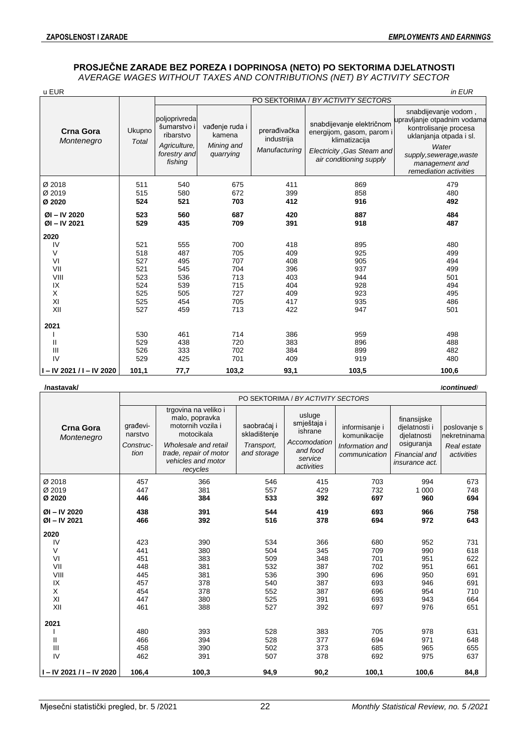## PROSJEČNE ZARADE BEZ POREZA I DOPRINOSA (NETO) PO SEKTORIMA DJELATNOSTI

*AVERAGE WAGES WITHOUT TAXES AND CONTRIBUTIONS (NET) BY ACTIVITY SECTOR*

u EUR — *in EUR*

| Crna Gora *Montenegro* | Ukupno *Total* | PO SEKTORIMA / *BY ACTIVITY SECTORS* | | | | |
|---|---|---|---|---|---|---|
| | | poljoprivreda šumarstvo i ribarstvo *Agriculture, forestry and fishing* | vađenje ruda i kamena *Mining and quarrying* | prerađivačka industrija *Manufacturing* | snabdijevanje električnom energijom, gasom, parom i klimatizacija *Electricity ,Gas Steam and air conditioning supply* | snabdijevanje vodom , upravljanje otpadnim vodama kontrolisanje procesa uklanjanja otpada i sl. *Water supply,sewerage,waste management and remediation activities* |
| Ø 2018 | 511 | 540 | 675 | 411 | 869 | 479 |
| Ø 2019 | 515 | 580 | 672 | 399 | 858 | 480 |
| **Ø 2020** | **524** | **521** | **703** | **412** | **916** | **492** |
| **ØI – IV 2020** | **523** | **560** | **687** | **420** | **887** | **484** |
| **ØI – IV 2021** | **529** | **435** | **709** | **391** | **918** | **487** |
| **2020** | | | | | | |
| IV | 521 | 555 | 700 | 418 | 895 | 480 |
| V | 518 | 487 | 705 | 409 | 925 | 499 |
| VI | 527 | 495 | 707 | 408 | 905 | 494 |
| VII | 521 | 545 | 704 | 396 | 937 | 499 |
| VIII | 523 | 536 | 713 | 403 | 944 | 501 |
| IX | 524 | 539 | 715 | 404 | 928 | 494 |
| X | 525 | 505 | 727 | 409 | 923 | 495 |
| XI | 525 | 454 | 705 | 417 | 935 | 486 |
| XII | 527 | 459 | 713 | 422 | 947 | 501 |
| **2021** | | | | | | |
| I | 530 | 461 | 714 | 386 | 959 | 498 |
| II | 529 | 438 | 720 | 383 | 896 | 488 |
| III | 526 | 333 | 702 | 384 | 899 | 482 |
| IV | 529 | 425 | 701 | 409 | 919 | 480 |
| **I – IV 2021 / I – IV 2020** | **101,1** | **77,7** | **103,2** | **93,1** | **103,5** | **100,6** |

**/nastavak/** — ***/continued/***

| Crna Gora *Montenegro* | PO SEKTORIMA / *BY ACTIVITY SECTORS* | | | | | | |
|---|---|---|---|---|---|---|---|
| | građevinarstvo *Construction* | trgovina na veliko i malo, popravka motornih vozila i motocikala *Wholesale and retail trade, repair of motor vehicles and motor recycles* | saobraćaj i skladištenje *Transport, and storage* | usluge smještaja i ishrane *Accomodation and food service activities* | informisanje i komunikacije *Information and communication* | finansijske djelatnosti i djelatnosti osiguranja *Financial and insurance act.* | poslovanje s nekretninama *Real estate activities* |
| Ø 2018 | 457 | 366 | 546 | 415 | 703 | 994 | 673 |
| Ø 2019 | 447 | 381 | 557 | 429 | 732 | 1 000 | 748 |
| **Ø 2020** | **446** | **384** | **533** | **392** | **697** | **960** | **694** |
| **ØI – IV 2020** | **438** | **391** | **544** | **419** | **693** | **966** | **758** |
| **ØI – IV 2021** | **466** | **392** | **516** | **378** | **694** | **972** | **643** |
| **2020** | | | | | | | |
| IV | 423 | 390 | 534 | 366 | 680 | 952 | 731 |
| V | 441 | 380 | 504 | 345 | 709 | 990 | 618 |
| VI | 451 | 383 | 509 | 348 | 701 | 951 | 622 |
| VII | 448 | 381 | 532 | 387 | 702 | 951 | 661 |
| VIII | 445 | 381 | 536 | 390 | 696 | 950 | 691 |
| IX | 457 | 378 | 540 | 387 | 693 | 946 | 691 |
| X | 454 | 378 | 552 | 387 | 696 | 954 | 710 |
| XI | 447 | 380 | 525 | 391 | 693 | 943 | 664 |
| XII | 461 | 388 | 527 | 392 | 697 | 976 | 651 |
| **2021** | | | | | | | |
| I | 480 | 393 | 528 | 383 | 705 | 978 | 631 |
| II | 466 | 394 | 528 | 377 | 694 | 971 | 648 |
| III | 458 | 390 | 502 | 373 | 685 | 965 | 655 |
| IV | 462 | 391 | 507 | 378 | 692 | 975 | 637 |
| **I – IV 2021 / I – IV 2020** | **106,4** | **100,3** | **94,9** | **90,2** | **100,1** | **100,6** | **84,8** |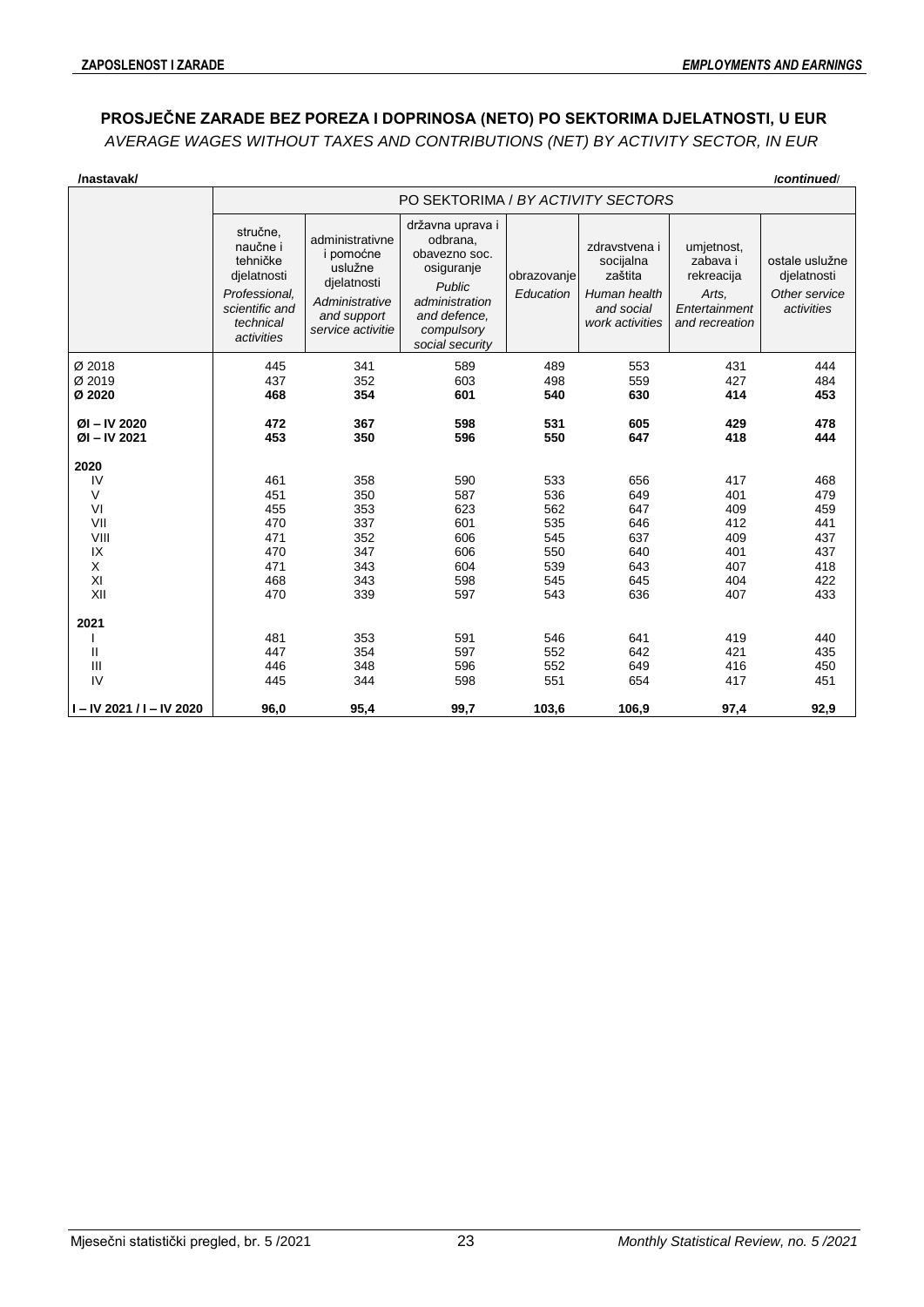## PROSJEČNE ZARADE BEZ POREZA I DOPRINOSA (NETO) PO SEKTORIMA DJELATNOSTI, U EUR

*AVERAGE WAGES WITHOUT TAXES AND CONTRIBUTIONS (NET) BY ACTIVITY SECTOR, IN EUR*

**/nastavak/** ***/continued/***

| | PO SEKTORIMA / *BY ACTIVITY SECTORS* | | | | | | |
|---|---|---|---|---|---|---|---|
| | stručne, naučne i tehničke djelatnosti *Professional, scientific and technical activities* | administrativne i pomoćne uslužne djelatnosti *Administrative and support service activitie* | državna uprava i odbrana, obavezno soc. osiguranje *Public administration and defence, compulsory social security* | obrazovanje *Education* | zdravstvena i socijalna zaštita *Human health and social work activities* | umjetnost, zabava i rekreacija *Arts, Entertainment and recreation* | ostale uslužne djelatnosti *Other service activities* |
| Ø 2018 | 445 | 341 | 589 | 489 | 553 | 431 | 444 |
| Ø 2019 | 437 | 352 | 603 | 498 | 559 | 427 | 484 |
| **Ø 2020** | **468** | **354** | **601** | **540** | **630** | **414** | **453** |
| **ØI – IV 2020** | **472** | **367** | **598** | **531** | **605** | **429** | **478** |
| **ØI – IV 2021** | **453** | **350** | **596** | **550** | **647** | **418** | **444** |
| **2020** | | | | | | | |
| IV | 461 | 358 | 590 | 533 | 656 | 417 | 468 |
| V | 451 | 350 | 587 | 536 | 649 | 401 | 479 |
| VI | 455 | 353 | 623 | 562 | 647 | 409 | 459 |
| VII | 470 | 337 | 601 | 535 | 646 | 412 | 441 |
| VIII | 471 | 352 | 606 | 545 | 637 | 409 | 437 |
| IX | 470 | 347 | 606 | 550 | 640 | 401 | 437 |
| X | 471 | 343 | 604 | 539 | 643 | 407 | 418 |
| XI | 468 | 343 | 598 | 545 | 645 | 404 | 422 |
| XII | 470 | 339 | 597 | 543 | 636 | 407 | 433 |
| **2021** | | | | | | | |
| I | 481 | 353 | 591 | 546 | 641 | 419 | 440 |
| II | 447 | 354 | 597 | 552 | 642 | 421 | 435 |
| III | 446 | 348 | 596 | 552 | 649 | 416 | 450 |
| IV | 445 | 344 | 598 | 551 | 654 | 417 | 451 |
| **I – IV 2021 / I – IV 2020** | **96,0** | **95,4** | **99,7** | **103,6** | **106,9** | **97,4** | **92,9** |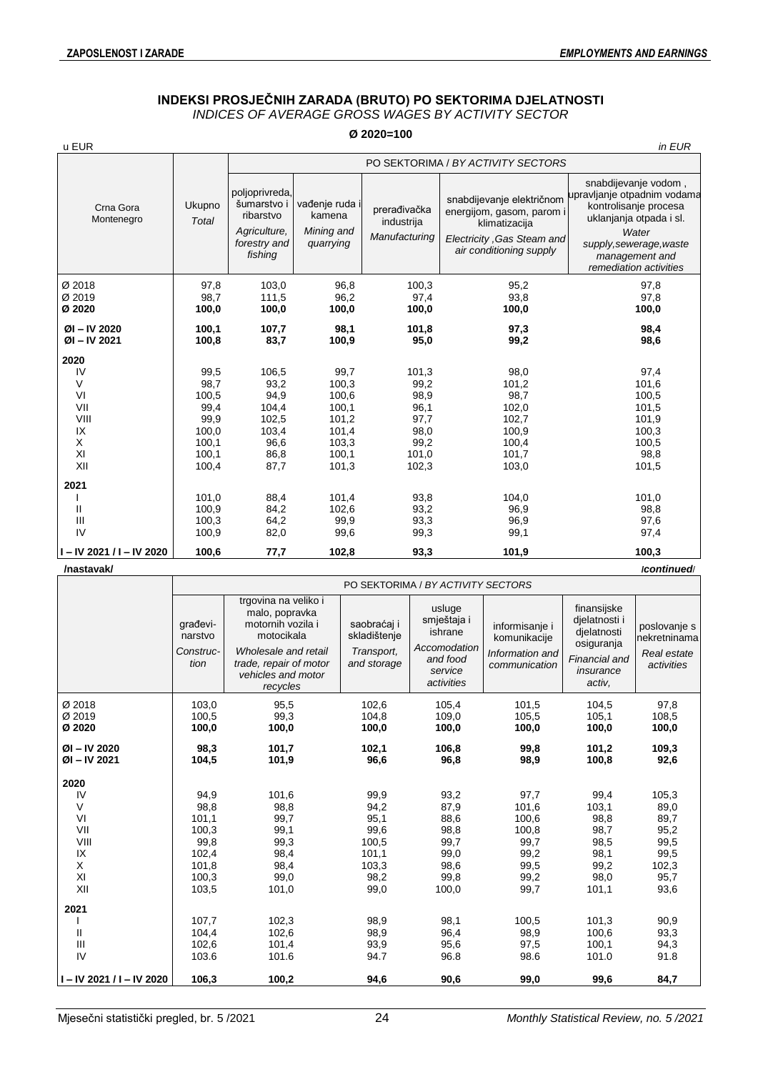## INDEKSI PROSJEČNIH ZARADA (BRUTO) PO SEKTORIMA DJELATNOSTI

*INDICES OF AVERAGE GROSS WAGES BY ACTIVITY SECTOR*

**Ø 2020=100**

u EUR *in EUR*

| Crna Gora Montenegro | Ukupno *Total* | PO SEKTORIMA / *BY ACTIVITY SECTORS* | | | | |
|---|---|---|---|---|---|---|
| | | poljoprivreda, šumarstvo i ribarstvo *Agriculture, forestry and fishing* | vađenje ruda i kamena *Mining and quarrying* | prerađivačka industrija *Manufacturing* | snabdijevanje električnom energijom, gasom, parom i klimatizacija *Electricity ,Gas Steam and air conditioning supply* | snabdijevanje vodom , upravljanje otpadnim vodama kontrolisanje procesa uklanjanja otpada i sl. *Water supply,sewerage,waste management and remediation activities* |
| Ø 2018 | 97,8 | 103,0 | 96,8 | 100,3 | 95,2 | 97,8 |
| Ø 2019 | 98,7 | 111,5 | 96,2 | 97,4 | 93,8 | 97,8 |
| **Ø 2020** | **100,0** | **100,0** | **100,0** | **100,0** | **100,0** | **100,0** |
| **ØI – IV 2020** | **100,1** | **107,7** | **98,1** | **101,8** | **97,3** | **98,4** |
| **ØI – IV 2021** | **100,8** | **83,7** | **100,9** | **95,0** | **99,2** | **98,6** |
| **2020** | | | | | | |
| IV | 99,5 | 106,5 | 99,7 | 101,3 | 98,0 | 97,4 |
| V | 98,7 | 93,2 | 100,3 | 99,2 | 101,2 | 101,6 |
| VI | 100,5 | 94,9 | 100,6 | 98,9 | 98,7 | 100,5 |
| VII | 99,4 | 104,4 | 100,1 | 96,1 | 102,0 | 101,5 |
| VIII | 99,9 | 102,5 | 101,2 | 97,7 | 102,7 | 101,9 |
| IX | 100,0 | 103,4 | 101,4 | 98,0 | 100,9 | 100,3 |
| X | 100,1 | 96,6 | 103,3 | 99,2 | 100,4 | 100,5 |
| XI | 100,1 | 86,8 | 100,1 | 101,0 | 101,7 | 98,8 |
| XII | 100,4 | 87,7 | 101,3 | 102,3 | 103,0 | 101,5 |
| **2021** | | | | | | |
| I | 101,0 | 88,4 | 101,4 | 93,8 | 104,0 | 101,0 |
| II | 100,9 | 84,2 | 102,6 | 93,2 | 96,9 | 98,8 |
| III | 100,3 | 64,2 | 99,9 | 93,3 | 96,9 | 97,6 |
| IV | 100,9 | 82,0 | 99,6 | 99,3 | 99,1 | 97,4 |
| **I – IV 2021 / I – IV 2020** | **100,6** | **77,7** | **102,8** | **93,3** | **101,9** | **100,3** |

**/nastavak/** */continued/*

| | PO SEKTORIMA / *BY ACTIVITY SECTORS* | | | | | | |
|---|---|---|---|---|---|---|---|
| | građevinarstvo *Construction* | trgovina na veliko i malo, popravka motornih vozila i motocikala *Wholesale and retail trade, repair of motor vehicles and motor recycles* | saobraćaj i skladištenje *Transport, and storage* | usluge smještaja i ishrane *Accomodation and food service activities* | informisanje i komunikacije *Information and communication* | finansijske djelatnosti i djelatnosti osiguranja *Financial and insurance activ,* | poslovanje s nekretninama *Real estate activities* |
| Ø 2018 | 103,0 | 95,5 | 102,6 | 105,4 | 101,5 | 104,5 | 97,8 |
| Ø 2019 | 100,5 | 99,3 | 104,8 | 109,0 | 105,5 | 105,1 | 108,5 |
| **Ø 2020** | **100,0** | **100,0** | **100,0** | **100,0** | **100,0** | **100,0** | **100,0** |
| **ØI – IV 2020** | **98,3** | **101,7** | **102,1** | **106,8** | **99,8** | **101,2** | **109,3** |
| **ØI – IV 2021** | **104,5** | **101,9** | **96,6** | **96,8** | **98,9** | **100,8** | **92,6** |
| **2020** | | | | | | | |
| IV | 94,9 | 101,6 | 99,9 | 93,2 | 97,7 | 99,4 | 105,3 |
| V | 98,8 | 98,8 | 94,2 | 87,9 | 101,6 | 103,1 | 89,0 |
| VI | 101,1 | 99,7 | 95,1 | 88,6 | 100,6 | 98,8 | 89,7 |
| VII | 100,3 | 99,1 | 99,6 | 98,8 | 100,8 | 98,7 | 95,2 |
| VIII | 99,8 | 99,3 | 100,5 | 99,7 | 99,7 | 98,5 | 99,5 |
| IX | 102,4 | 98,4 | 101,1 | 99,0 | 99,2 | 98,1 | 99,5 |
| X | 101,8 | 98,4 | 103,3 | 98,6 | 99,5 | 99,2 | 102,3 |
| XI | 100,3 | 99,0 | 98,2 | 99,8 | 99,2 | 98,0 | 95,7 |
| XII | 103,5 | 101,0 | 99,0 | 100,0 | 99,7 | 101,1 | 93,6 |
| **2021** | | | | | | | |
| I | 107,7 | 102,3 | 98,9 | 98,1 | 100,5 | 101,3 | 90,9 |
| II | 104,4 | 102,6 | 98,9 | 96,4 | 98,9 | 100,6 | 93,3 |
| III | 102,6 | 101,4 | 93,9 | 95,6 | 97,5 | 100,1 | 94,3 |
| IV | 103.6 | 101.6 | 94.7 | 96.8 | 98.6 | 101.0 | 91.8 |
| **I – IV 2021 / I – IV 2020** | **106,3** | **100,2** | **94,6** | **90,6** | **99,0** | **99,6** | **84,7** |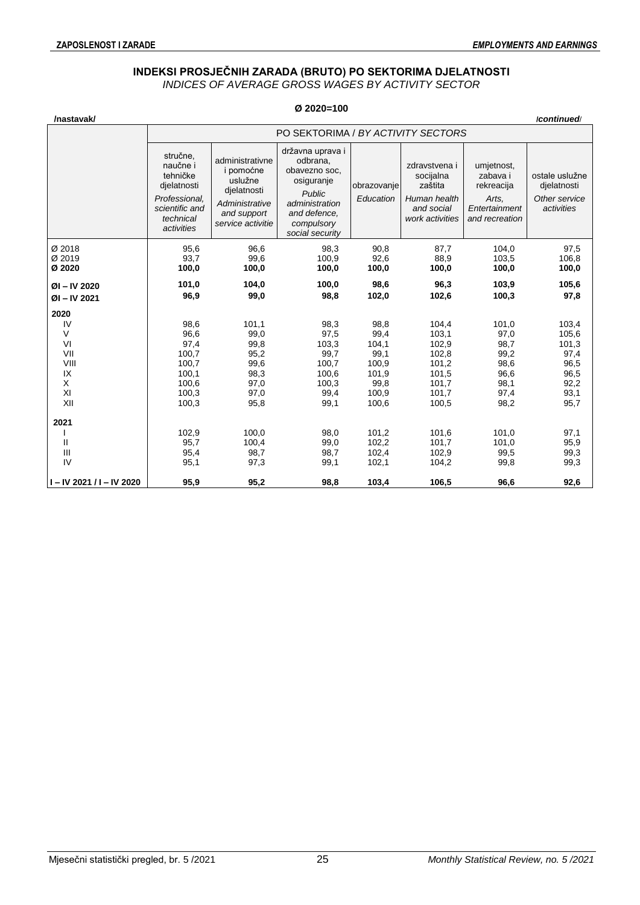## INDEKSI PROSJEČNIH ZARADA (BRUTO) PO SEKTORIMA DJELATNOSTI

*INDICES OF AVERAGE GROSS WAGES BY ACTIVITY SECTOR*

**Ø 2020=100**

**/nastavak/** ***/continued/***

| | PO SEKTORIMA / *BY ACTIVITY SECTORS* | | | | | | |
|---|---|---|---|---|---|---|---|
| | stručne, naučne i tehničke djelatnosti *Professional, scientific and technical activities* | administrativne i pomoćne uslužne djelatnosti *Administrative and support service activitie* | državna uprava i odbrana, obavezno soc, osiguranje *Public administration and defence, compulsory social security* | obrazovanje *Education* | zdravstvena i socijalna zaštita *Human health and social work activities* | umjetnost, zabava i rekreacija *Arts, Entertainment and recreation* | ostale uslužne djelatnosti *Other service activities* |
| Ø 2018 | 95,6 | 96,6 | 98,3 | 90,8 | 87,7 | 104,0 | 97,5 |
| Ø 2019 | 93,7 | 99,6 | 100,9 | 92,6 | 88,9 | 103,5 | 106,8 |
| **Ø 2020** | **100,0** | **100,0** | **100,0** | **100,0** | **100,0** | **100,0** | **100,0** |
| **ØI – IV 2020** | **101,0** | **104,0** | **100,0** | **98,6** | **96,3** | **103,9** | **105,6** |
| **ØI – IV 2021** | **96,9** | **99,0** | **98,8** | **102,0** | **102,6** | **100,3** | **97,8** |
| **2020** | | | | | | | |
| IV | 98,6 | 101,1 | 98,3 | 98,8 | 104,4 | 101,0 | 103,4 |
| V | 96,6 | 99,0 | 97,5 | 99,4 | 103,1 | 97,0 | 105,6 |
| VI | 97,4 | 99,8 | 103,3 | 104,1 | 102,9 | 98,7 | 101,3 |
| VII | 100,7 | 95,2 | 99,7 | 99,1 | 102,8 | 99,2 | 97,4 |
| VIII | 100,7 | 99,6 | 100,7 | 100,9 | 101,2 | 98,6 | 96,5 |
| IX | 100,1 | 98,3 | 100,6 | 101,9 | 101,5 | 96,6 | 96,5 |
| X | 100,6 | 97,0 | 100,3 | 99,8 | 101,7 | 98,1 | 92,2 |
| XI | 100,3 | 97,0 | 99,4 | 100,9 | 101,7 | 97,4 | 93,1 |
| XII | 100,3 | 95,8 | 99,1 | 100,6 | 100,5 | 98,2 | 95,7 |
| **2021** | | | | | | | |
| I | 102,9 | 100,0 | 98,0 | 101,2 | 101,6 | 101,0 | 97,1 |
| II | 95,7 | 100,4 | 99,0 | 102,2 | 101,7 | 101,0 | 95,9 |
| III | 95,4 | 98,7 | 98,7 | 102,4 | 102,9 | 99,5 | 99,3 |
| IV | 95,1 | 97,3 | 99,1 | 102,1 | 104,2 | 99,8 | 99,3 |
| **I – IV 2021 / I – IV 2020** | **95,9** | **95,2** | **98,8** | **103,4** | **106,5** | **96,6** | **92,6** |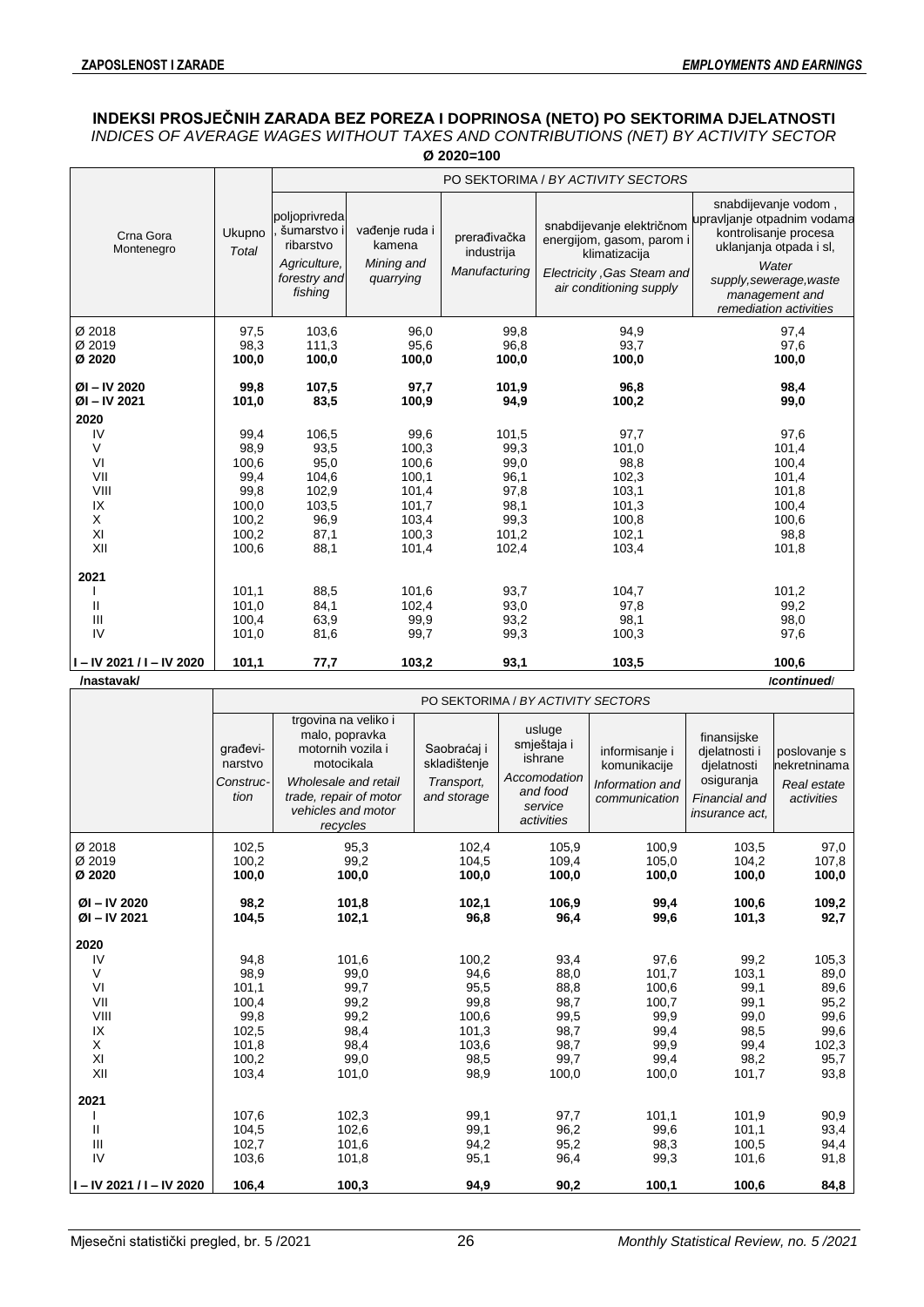## INDEKSI PROSJEČNIH ZARADA BEZ POREZA I DOPRINOSA (NETO) PO SEKTORIMA DJELATNOSTI

*INDICES OF AVERAGE WAGES WITHOUT TAXES AND CONTRIBUTIONS (NET) BY ACTIVITY SECTOR*

**Ø 2020=100**

| Crna Gora / Montenegro | Ukupno / *Total* | PO SEKTORIMA / *BY ACTIVITY SECTORS* | | | | |
|---|---|---|---|---|---|---|
| | | poljoprivreda, šumarstvo i ribarstvo / *Agriculture, forestry and fishing* | vađenje ruda i kamena / *Mining and quarrying* | prerađivačka industrija / *Manufacturing* | snabdijevanje električnom energijom, gasom, parom i klimatizacija / *Electricity ,Gas Steam and air conditioning supply* | snabdijevanje vodom , upravljanje otpadnim vodama kontrolisanje procesa uklanjanja otpada i sl, / *Water supply,sewerage,waste management and remediation activities* |
| Ø 2018 | 97,5 | 103,6 | 96,0 | 99,8 | 94,9 | 97,4 |
| Ø 2019 | 98,3 | 111,3 | 95,6 | 96,8 | 93,7 | 97,6 |
| **Ø 2020** | **100,0** | **100,0** | **100,0** | **100,0** | **100,0** | **100,0** |
| **ØI – IV 2020** | **99,8** | **107,5** | **97,7** | **101,9** | **96,8** | **98,4** |
| **ØI – IV 2021** | **101,0** | **83,5** | **100,9** | **94,9** | **100,2** | **99,0** |
| **2020** | | | | | | |
| IV | 99,4 | 106,5 | 99,6 | 101,5 | 97,7 | 97,6 |
| V | 98,9 | 93,5 | 100,3 | 99,3 | 101,0 | 101,4 |
| VI | 100,6 | 95,0 | 100,6 | 99,0 | 98,8 | 100,4 |
| VII | 99,4 | 104,6 | 100,1 | 96,1 | 102,3 | 101,4 |
| VIII | 99,8 | 102,9 | 101,4 | 97,8 | 103,1 | 101,8 |
| IX | 100,0 | 103,5 | 101,7 | 98,1 | 101,3 | 100,4 |
| X | 100,2 | 96,9 | 103,4 | 99,3 | 100,8 | 100,6 |
| XI | 100,2 | 87,1 | 100,3 | 101,2 | 102,1 | 98,8 |
| XII | 100,6 | 88,1 | 101,4 | 102,4 | 103,4 | 101,8 |
| **2021** | | | | | | |
| I | 101,1 | 88,5 | 101,6 | 93,7 | 104,7 | 101,2 |
| II | 101,0 | 84,1 | 102,4 | 93,0 | 97,8 | 99,2 |
| III | 100,4 | 63,9 | 99,9 | 93,2 | 98,1 | 98,0 |
| IV | 101,0 | 81,6 | 99,7 | 99,3 | 100,3 | 97,6 |
| **I – IV 2021 / I – IV 2020** | **101,1** | **77,7** | **103,2** | **93,1** | **103,5** | **100,6** |

**/nastavak/** ***/continued/***

| | PO SEKTORIMA / *BY ACTIVITY SECTORS* | | | | | | |
|---|---|---|---|---|---|---|---|
| | građevi-narstvo / *Construc-tion* | trgovina na veliko i malo, popravka motornih vozila i motocikala / *Wholesale and retail trade, repair of motor vehicles and motor recycles* | Saobraćaj i skladištenje / *Transport, and storage* | usluge smještaja i ishrane / *Accomodation and food service activities* | informisanje i komunikacije / *Information and communication* | finansijske djelatnosti i djelatnosti osiguranja / *Financial and insurance act,* | poslovanje s nekretninama / *Real estate activities* |
| Ø 2018 | 102,5 | 95,3 | 102,4 | 105,9 | 100,9 | 103,5 | 97,0 |
| Ø 2019 | 100,2 | 99,2 | 104,5 | 109,4 | 105,0 | 104,2 | 107,8 |
| **Ø 2020** | **100,0** | **100,0** | **100,0** | **100,0** | **100,0** | **100,0** | **100,0** |
| **ØI – IV 2020** | **98,2** | **101,8** | **102,1** | **106,9** | **99,4** | **100,6** | **109,2** |
| **ØI – IV 2021** | **104,5** | **102,1** | **96,8** | **96,4** | **99,6** | **101,3** | **92,7** |
| **2020** | | | | | | | |
| IV | 94,8 | 101,6 | 100,2 | 93,4 | 97,6 | 99,2 | 105,3 |
| V | 98,9 | 99,0 | 94,6 | 88,0 | 101,7 | 103,1 | 89,0 |
| VI | 101,1 | 99,7 | 95,5 | 88,8 | 100,6 | 99,1 | 89,6 |
| VII | 100,4 | 99,2 | 99,8 | 98,7 | 100,7 | 99,1 | 95,2 |
| VIII | 99,8 | 99,2 | 100,6 | 99,5 | 99,9 | 99,0 | 99,6 |
| IX | 102,5 | 98,4 | 101,3 | 98,7 | 99,4 | 98,5 | 99,6 |
| X | 101,8 | 98,4 | 103,6 | 98,7 | 99,9 | 99,4 | 102,3 |
| XI | 100,2 | 99,0 | 98,5 | 99,7 | 99,4 | 98,2 | 95,7 |
| XII | 103,4 | 101,0 | 98,9 | 100,0 | 100,0 | 101,7 | 93,8 |
| **2021** | | | | | | | |
| I | 107,6 | 102,3 | 99,1 | 97,7 | 101,1 | 101,9 | 90,9 |
| II | 104,5 | 102,6 | 99,1 | 96,2 | 99,6 | 101,1 | 93,4 |
| III | 102,7 | 101,6 | 94,2 | 95,2 | 98,3 | 100,5 | 94,4 |
| IV | 103,6 | 101,8 | 95,1 | 96,4 | 99,3 | 101,6 | 91,8 |
| **I – IV 2021 / I – IV 2020** | **106,4** | **100,3** | **94,9** | **90,2** | **100,1** | **100,6** | **84,8** |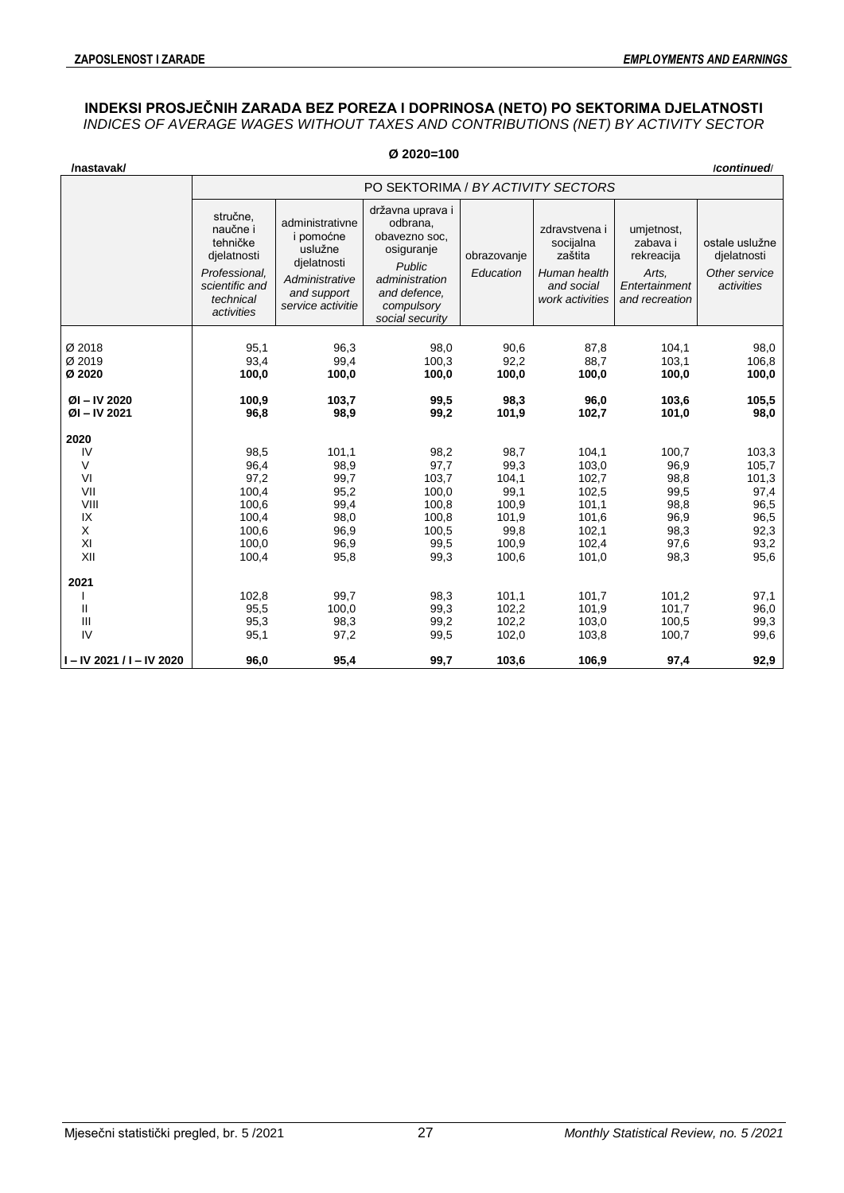## INDEKSI PROSJEČNIH ZARADA BEZ POREZA I DOPRINOSA (NETO) PO SEKTORIMA DJELATNOSTI
*INDICES OF AVERAGE WAGES WITHOUT TAXES AND CONTRIBUTIONS (NET) BY ACTIVITY SECTOR*

**Ø 2020=100**

**/nastavak/** ***/continued/***

| | PO SEKTORIMA / *BY ACTIVITY SECTORS* | | | | | | |
|---|---|---|---|---|---|---|---|
| | stručne, naučne i tehničke djelatnosti *Professional, scientific and technical activities* | administrativne i pomoćne uslužne djelatnosti *Administrative and support service activitie* | državna uprava i odbrana, obavezno soc, osiguranje *Public administration and defence, compulsory social security* | obrazovanje *Education* | zdravstvena i socijalna zaštita *Human health and social work activities* | umjetnost, zabava i rekreacija *Arts, Entertainment and recreation* | ostale uslužne djelatnosti *Other service activities* |
| Ø 2018 | 95,1 | 96,3 | 98,0 | 90,6 | 87,8 | 104,1 | 98,0 |
| Ø 2019 | 93,4 | 99,4 | 100,3 | 92,2 | 88,7 | 103,1 | 106,8 |
| **Ø 2020** | **100,0** | **100,0** | **100,0** | **100,0** | **100,0** | **100,0** | **100,0** |
| **ØI – IV 2020** | **100,9** | **103,7** | **99,5** | **98,3** | **96,0** | **103,6** | **105,5** |
| **ØI – IV 2021** | **96,8** | **98,9** | **99,2** | **101,9** | **102,7** | **101,0** | **98,0** |
| **2020** | | | | | | | |
| IV | 98,5 | 101,1 | 98,2 | 98,7 | 104,1 | 100,7 | 103,3 |
| V | 96,4 | 98,9 | 97,7 | 99,3 | 103,0 | 96,9 | 105,7 |
| VI | 97,2 | 99,7 | 103,7 | 104,1 | 102,7 | 98,8 | 101,3 |
| VII | 100,4 | 95,2 | 100,0 | 99,1 | 102,5 | 99,5 | 97,4 |
| VIII | 100,6 | 99,4 | 100,8 | 100,9 | 101,1 | 98,8 | 96,5 |
| IX | 100,4 | 98,0 | 100,8 | 101,9 | 101,6 | 96,9 | 96,5 |
| X | 100,6 | 96,9 | 100,5 | 99,8 | 102,1 | 98,3 | 92,3 |
| XI | 100,0 | 96,9 | 99,5 | 100,9 | 102,4 | 97,6 | 93,2 |
| XII | 100,4 | 95,8 | 99,3 | 100,6 | 101,0 | 98,3 | 95,6 |
| **2021** | | | | | | | |
| I | 102,8 | 99,7 | 98,3 | 101,1 | 101,7 | 101,2 | 97,1 |
| II | 95,5 | 100,0 | 99,3 | 102,2 | 101,9 | 101,7 | 96,0 |
| III | 95,3 | 98,3 | 99,2 | 102,2 | 103,0 | 100,5 | 99,3 |
| IV | 95,1 | 97,2 | 99,5 | 102,0 | 103,8 | 100,7 | 99,6 |
| **I – IV 2021 / I – IV 2020** | **96,0** | **95,4** | **99,7** | **103,6** | **106,9** | **97,4** | **92,9** |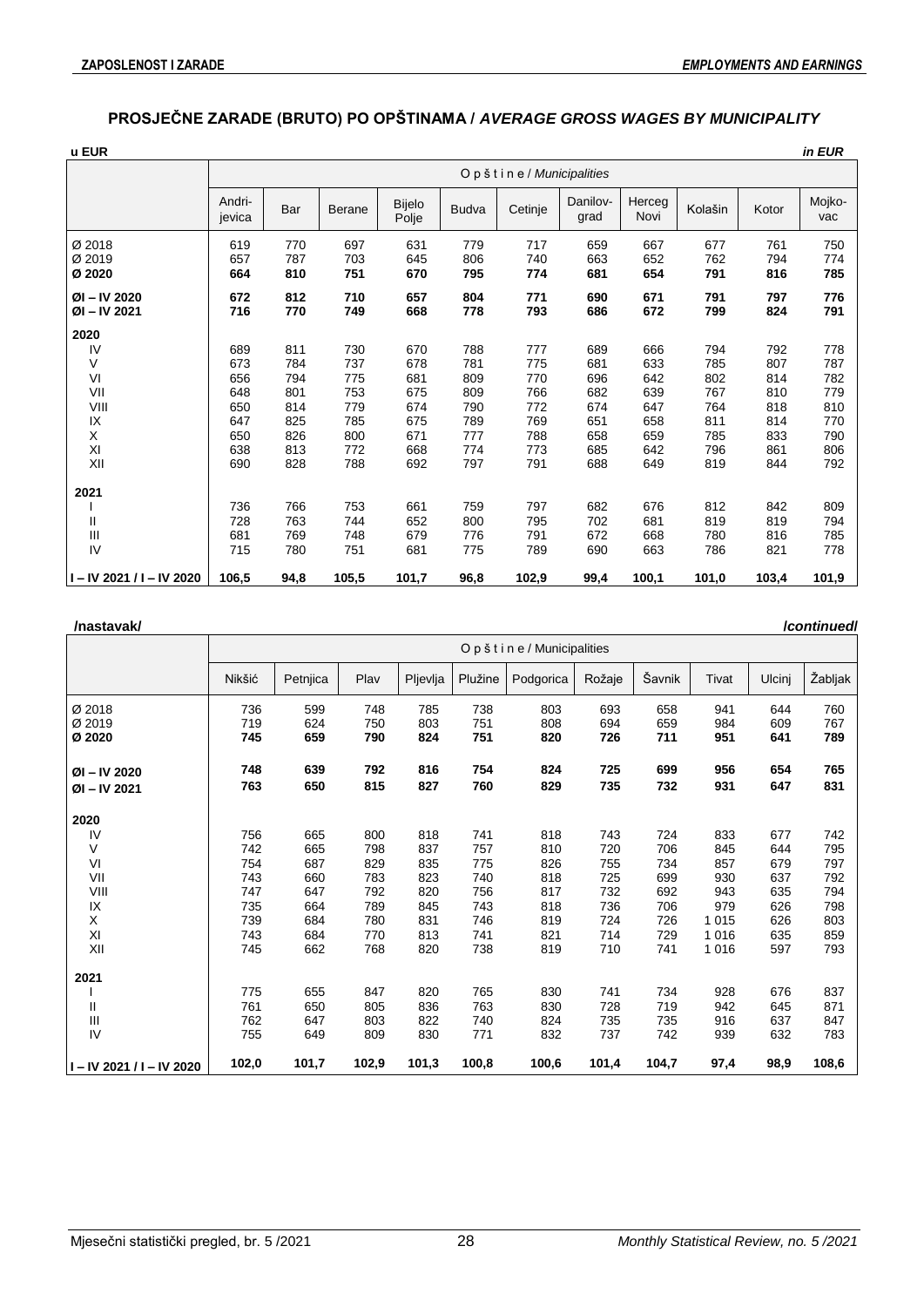## PROSJEČNE ZARADE (BRUTO) PO OPŠTINAMA / *AVERAGE GROSS WAGES BY MUNICIPALITY*

**u EUR** | ***in EUR***

| | Opštine / *Municipalities* | | | | | | | | | | |
|---|---|---|---|---|---|---|---|---|---|---|---|
| | Andrijevica | Bar | Berane | Bijelo Polje | Budva | Cetinje | Danilovgrad | Herceg Novi | Kolašin | Kotor | Mojkovac |
| Ø 2018 | 619 | 770 | 697 | 631 | 779 | 717 | 659 | 667 | 677 | 761 | 750 |
| Ø 2019 | 657 | 787 | 703 | 645 | 806 | 740 | 663 | 652 | 762 | 794 | 774 |
| **Ø 2020** | **664** | **810** | **751** | **670** | **795** | **774** | **681** | **654** | **791** | **816** | **785** |
| **ØI – IV 2020** | **672** | **812** | **710** | **657** | **804** | **771** | **690** | **671** | **791** | **797** | **776** |
| **ØI – IV 2021** | **716** | **770** | **749** | **668** | **778** | **793** | **686** | **672** | **799** | **824** | **791** |
| **2020** | | | | | | | | | | | |
| IV | 689 | 811 | 730 | 670 | 788 | 777 | 689 | 666 | 794 | 792 | 778 |
| V | 673 | 784 | 737 | 678 | 781 | 775 | 681 | 633 | 785 | 807 | 787 |
| VI | 656 | 794 | 775 | 681 | 809 | 770 | 696 | 642 | 802 | 814 | 782 |
| VII | 648 | 801 | 753 | 675 | 809 | 766 | 682 | 639 | 767 | 810 | 779 |
| VIII | 650 | 814 | 779 | 674 | 790 | 772 | 674 | 647 | 764 | 818 | 810 |
| IX | 647 | 825 | 785 | 675 | 789 | 769 | 651 | 658 | 811 | 814 | 770 |
| X | 650 | 826 | 800 | 671 | 777 | 788 | 658 | 659 | 785 | 833 | 790 |
| XI | 638 | 813 | 772 | 668 | 774 | 773 | 685 | 642 | 796 | 861 | 806 |
| XII | 690 | 828 | 788 | 692 | 797 | 791 | 688 | 649 | 819 | 844 | 792 |
| **2021** | | | | | | | | | | | |
| I | 736 | 766 | 753 | 661 | 759 | 797 | 682 | 676 | 812 | 842 | 809 |
| II | 728 | 763 | 744 | 652 | 800 | 795 | 702 | 681 | 819 | 819 | 794 |
| III | 681 | 769 | 748 | 679 | 776 | 791 | 672 | 668 | 780 | 816 | 785 |
| IV | 715 | 780 | 751 | 681 | 775 | 789 | 690 | 663 | 786 | 821 | 778 |
| **I – IV 2021 / I – IV 2020** | **106,5** | **94,8** | **105,5** | **101,7** | **96,8** | **102,9** | **99,4** | **100,1** | **101,0** | **103,4** | **101,9** |

**/nastavak/** | ***/continued/***

| | Opštine / Municipalities | | | | | | | | | | |
|---|---|---|---|---|---|---|---|---|---|---|---|
| | Nikšić | Petnjica | Plav | Pljevlja | Plužine | Podgorica | Rožaje | Šavnik | Tivat | Ulcinj | Žabljak |
| Ø 2018 | 736 | 599 | 748 | 785 | 738 | 803 | 693 | 658 | 941 | 644 | 760 |
| Ø 2019 | 719 | 624 | 750 | 803 | 751 | 808 | 694 | 659 | 984 | 609 | 767 |
| **Ø 2020** | **745** | **659** | **790** | **824** | **751** | **820** | **726** | **711** | **951** | **641** | **789** |
| **ØI – IV 2020** | **748** | **639** | **792** | **816** | **754** | **824** | **725** | **699** | **956** | **654** | **765** |
| **ØI – IV 2021** | **763** | **650** | **815** | **827** | **760** | **829** | **735** | **732** | **931** | **647** | **831** |
| **2020** | | | | | | | | | | | |
| IV | 756 | 665 | 800 | 818 | 741 | 818 | 743 | 724 | 833 | 677 | 742 |
| V | 742 | 665 | 798 | 837 | 757 | 810 | 720 | 706 | 845 | 644 | 795 |
| VI | 754 | 687 | 829 | 835 | 775 | 826 | 755 | 734 | 857 | 679 | 797 |
| VII | 743 | 660 | 783 | 823 | 740 | 818 | 725 | 699 | 930 | 637 | 792 |
| VIII | 747 | 647 | 792 | 820 | 756 | 817 | 732 | 692 | 943 | 635 | 794 |
| IX | 735 | 664 | 789 | 845 | 743 | 818 | 736 | 706 | 979 | 626 | 798 |
| X | 739 | 684 | 780 | 831 | 746 | 819 | 724 | 726 | 1 015 | 626 | 803 |
| XI | 743 | 684 | 770 | 813 | 741 | 821 | 714 | 729 | 1 016 | 635 | 859 |
| XII | 745 | 662 | 768 | 820 | 738 | 819 | 710 | 741 | 1 016 | 597 | 793 |
| **2021** | | | | | | | | | | | |
| I | 775 | 655 | 847 | 820 | 765 | 830 | 741 | 734 | 928 | 676 | 837 |
| II | 761 | 650 | 805 | 836 | 763 | 830 | 728 | 719 | 942 | 645 | 871 |
| III | 762 | 647 | 803 | 822 | 740 | 824 | 735 | 735 | 916 | 637 | 847 |
| IV | 755 | 649 | 809 | 830 | 771 | 832 | 737 | 742 | 939 | 632 | 783 |
| **I – IV 2021 / I – IV 2020** | **102,0** | **101,7** | **102,9** | **101,3** | **100,8** | **100,6** | **101,4** | **104,7** | **97,4** | **98,9** | **108,6** |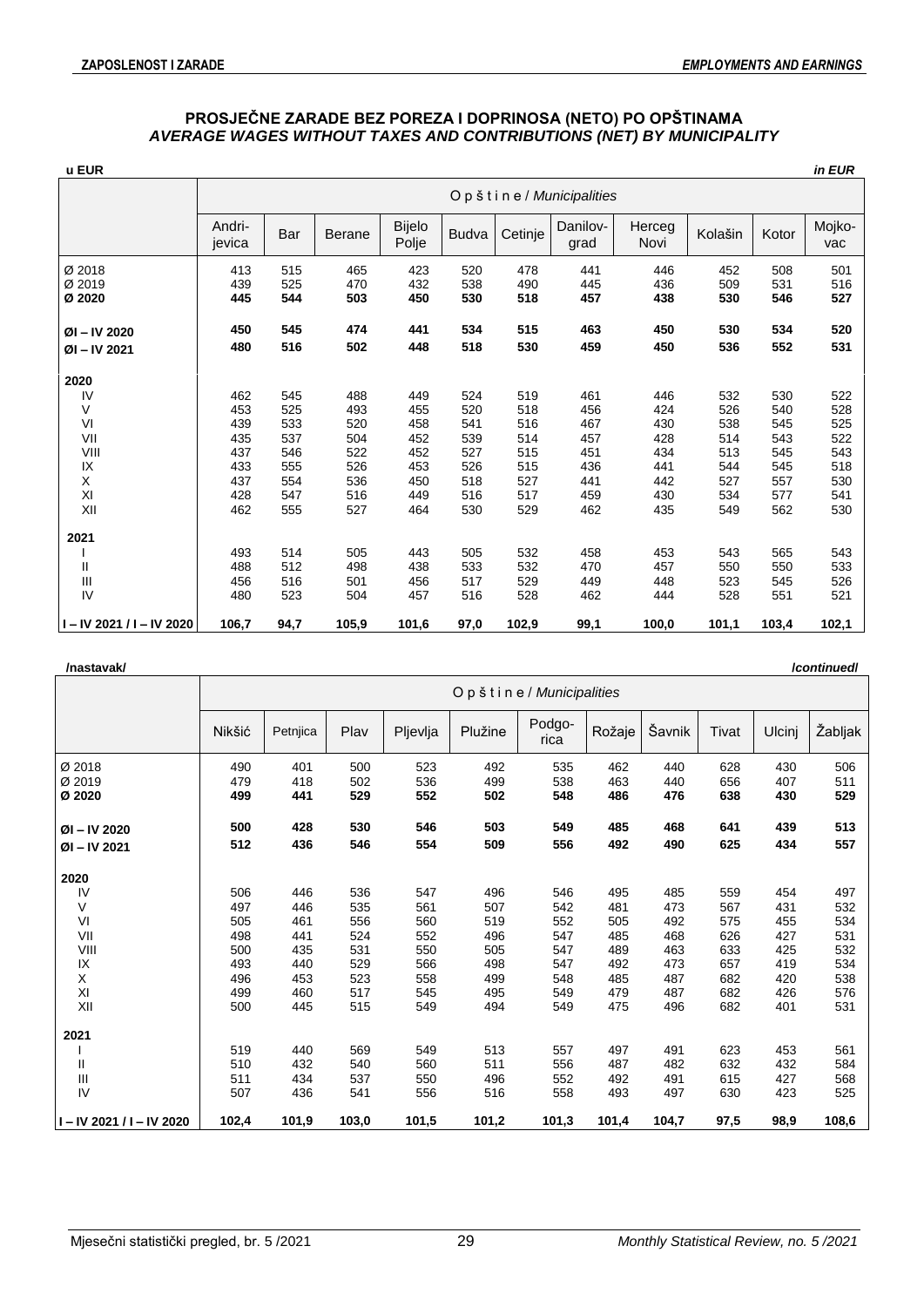## PROSJEČNE ZARADE BEZ POREZA I DOPRINOSA (NETO) PO OPŠTINAMA
### *AVERAGE WAGES WITHOUT TAXES AND CONTRIBUTIONS (NET) BY MUNICIPALITY*

**u EUR** *in EUR*

| | Opštine / *Municipalities* | | | | | | | | | | |
|---|---|---|---|---|---|---|---|---|---|---|---|
| | Andrijevica | Bar | Berane | Bijelo Polje | Budva | Cetinje | Danilovgrad | Herceg Novi | Kolašin | Kotor | Mojkovac |
| Ø 2018 | 413 | 515 | 465 | 423 | 520 | 478 | 441 | 446 | 452 | 508 | 501 |
| Ø 2019 | 439 | 525 | 470 | 432 | 538 | 490 | 445 | 436 | 509 | 531 | 516 |
| **Ø 2020** | **445** | **544** | **503** | **450** | **530** | **518** | **457** | **438** | **530** | **546** | **527** |
| **ØI – IV 2020** | **450** | **545** | **474** | **441** | **534** | **515** | **463** | **450** | **530** | **534** | **520** |
| **ØI – IV 2021** | **480** | **516** | **502** | **448** | **518** | **530** | **459** | **450** | **536** | **552** | **531** |
| **2020** | | | | | | | | | | | |
| IV | 462 | 545 | 488 | 449 | 524 | 519 | 461 | 446 | 532 | 530 | 522 |
| V | 453 | 525 | 493 | 455 | 520 | 518 | 456 | 424 | 526 | 540 | 528 |
| VI | 439 | 533 | 520 | 458 | 541 | 516 | 467 | 430 | 538 | 545 | 525 |
| VII | 435 | 537 | 504 | 452 | 539 | 514 | 457 | 428 | 514 | 543 | 522 |
| VIII | 437 | 546 | 522 | 452 | 527 | 515 | 451 | 434 | 513 | 545 | 543 |
| IX | 433 | 555 | 526 | 453 | 526 | 515 | 436 | 441 | 544 | 545 | 518 |
| X | 437 | 554 | 536 | 450 | 518 | 527 | 441 | 442 | 527 | 557 | 530 |
| XI | 428 | 547 | 516 | 449 | 516 | 517 | 459 | 430 | 534 | 577 | 541 |
| XII | 462 | 555 | 527 | 464 | 530 | 529 | 462 | 435 | 549 | 562 | 530 |
| **2021** | | | | | | | | | | | |
| I | 493 | 514 | 505 | 443 | 505 | 532 | 458 | 453 | 543 | 565 | 543 |
| II | 488 | 512 | 498 | 438 | 533 | 532 | 470 | 457 | 550 | 550 | 533 |
| III | 456 | 516 | 501 | 456 | 517 | 529 | 449 | 448 | 523 | 545 | 526 |
| IV | 480 | 523 | 504 | 457 | 516 | 528 | 462 | 444 | 528 | 551 | 521 |
| **I – IV 2021 / I – IV 2020** | **106,7** | **94,7** | **105,9** | **101,6** | **97,0** | **102,9** | **99,1** | **100,0** | **101,1** | **103,4** | **102,1** |

**/nastavak/** ***/continued/***

| | Opštine / *Municipalities* | | | | | | | | | | |
|---|---|---|---|---|---|---|---|---|---|---|---|
| | Nikšić | Petnjica | Plav | Pljevlja | Plužine | Podgorica | Rožaje | Šavnik | Tivat | Ulcinj | Žabljak |
| Ø 2018 | 490 | 401 | 500 | 523 | 492 | 535 | 462 | 440 | 628 | 430 | 506 |
| Ø 2019 | 479 | 418 | 502 | 536 | 499 | 538 | 463 | 440 | 656 | 407 | 511 |
| **Ø 2020** | **499** | **441** | **529** | **552** | **502** | **548** | **486** | **476** | **638** | **430** | **529** |
| **ØI – IV 2020** | **500** | **428** | **530** | **546** | **503** | **549** | **485** | **468** | **641** | **439** | **513** |
| **ØI – IV 2021** | **512** | **436** | **546** | **554** | **509** | **556** | **492** | **490** | **625** | **434** | **557** |
| **2020** | | | | | | | | | | | |
| IV | 506 | 446 | 536 | 547 | 496 | 546 | 495 | 485 | 559 | 454 | 497 |
| V | 497 | 446 | 535 | 561 | 507 | 542 | 481 | 473 | 567 | 431 | 532 |
| VI | 505 | 461 | 556 | 560 | 519 | 552 | 505 | 492 | 575 | 455 | 534 |
| VII | 498 | 441 | 524 | 552 | 496 | 547 | 485 | 468 | 626 | 427 | 531 |
| VIII | 500 | 435 | 531 | 550 | 505 | 547 | 489 | 463 | 633 | 425 | 532 |
| IX | 493 | 440 | 529 | 566 | 498 | 547 | 492 | 473 | 657 | 419 | 534 |
| X | 496 | 453 | 523 | 558 | 499 | 548 | 485 | 487 | 682 | 420 | 538 |
| XI | 499 | 460 | 517 | 545 | 495 | 549 | 479 | 487 | 682 | 426 | 576 |
| XII | 500 | 445 | 515 | 549 | 494 | 549 | 475 | 496 | 682 | 401 | 531 |
| **2021** | | | | | | | | | | | |
| I | 519 | 440 | 569 | 549 | 513 | 557 | 497 | 491 | 623 | 453 | 561 |
| II | 510 | 432 | 540 | 560 | 511 | 556 | 487 | 482 | 632 | 432 | 584 |
| III | 511 | 434 | 537 | 550 | 496 | 552 | 492 | 491 | 615 | 427 | 568 |
| IV | 507 | 436 | 541 | 556 | 516 | 558 | 493 | 497 | 630 | 423 | 525 |
| **I – IV 2021 / I – IV 2020** | **102,4** | **101,9** | **103,0** | **101,5** | **101,2** | **101,3** | **101,4** | **104,7** | **97,5** | **98,9** | **108,6** |